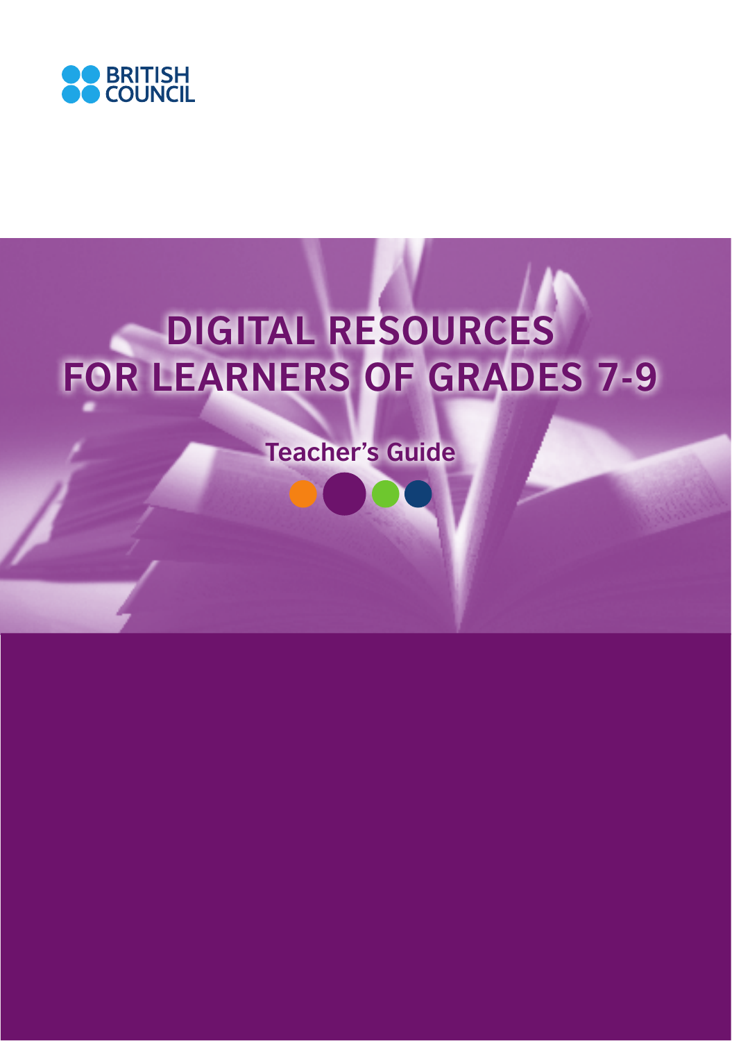BRITISH COUNCIL

# DIGITAL RESOURCES FOR LEARNERS OF GRADES 7-9

## Teacher's Guide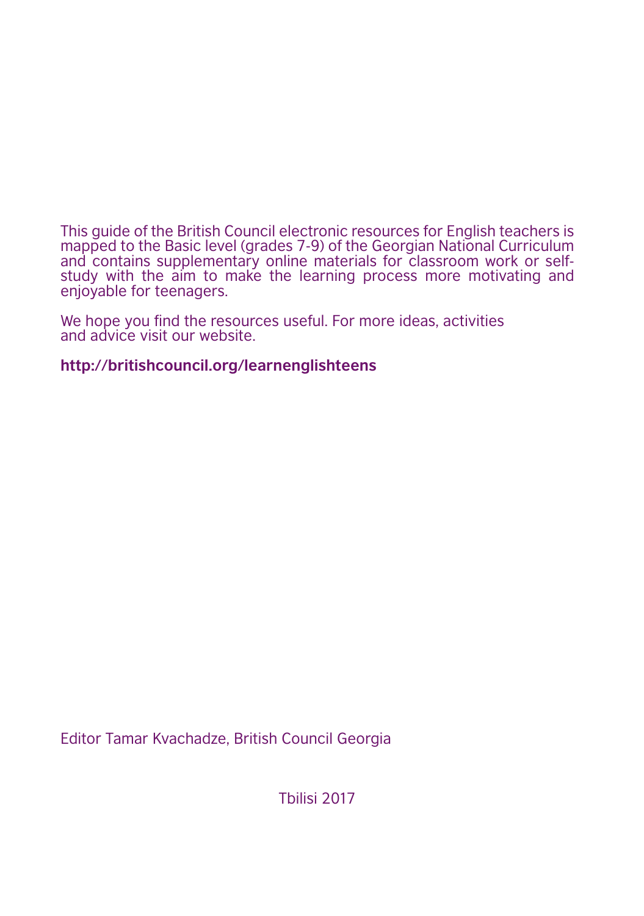This guide of the British Council electronic resources for English teachers is mapped to the Basic level (grades 7-9) of the Georgian National Curriculum and contains supplementary online materials for classroom work or self-study with the aim to make the learning process more motivating and enjoyable for teenagers.

We hope you find the resources useful. For more ideas, activities and advice visit our website.

**http://britishcouncil.org/learnenglishteens**

Editor Tamar Kvachadze, British Council Georgia

Tbilisi 2017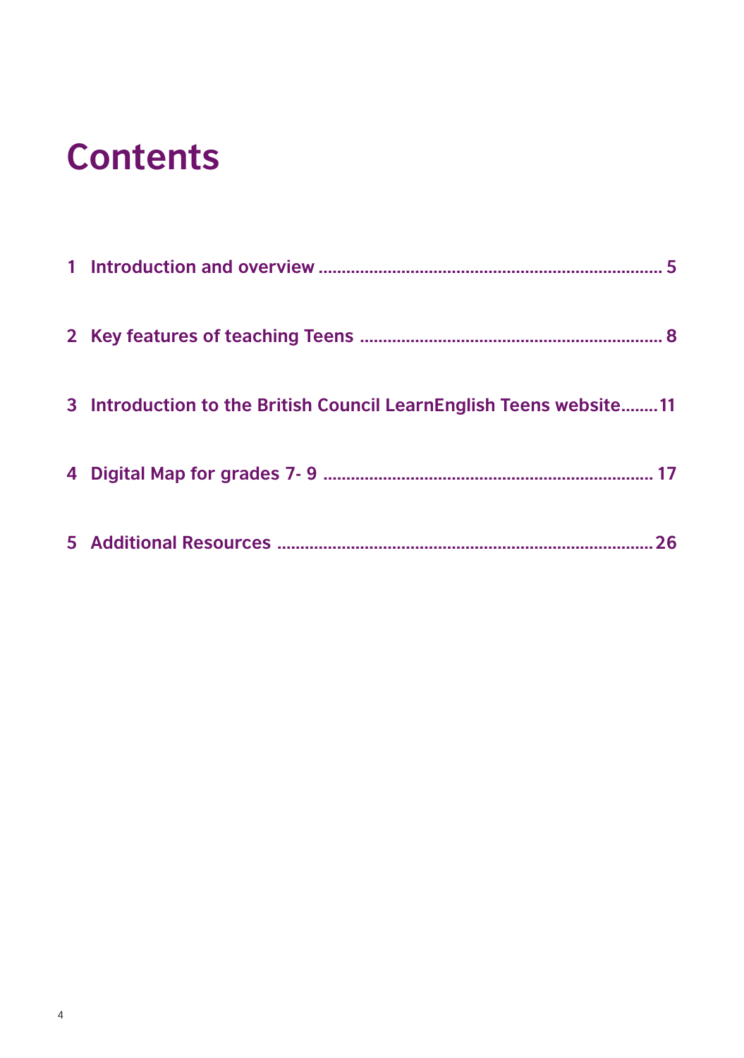# Contents

1 Introduction and overview ........................................................................ 5

2 Key features of teaching Teens ................................................................ 8

3 Introduction to the British Council LearnEnglish Teens website........11

4 Digital Map for grades 7- 9 ...................................................................... 17

5 Additional Resources ................................................................................26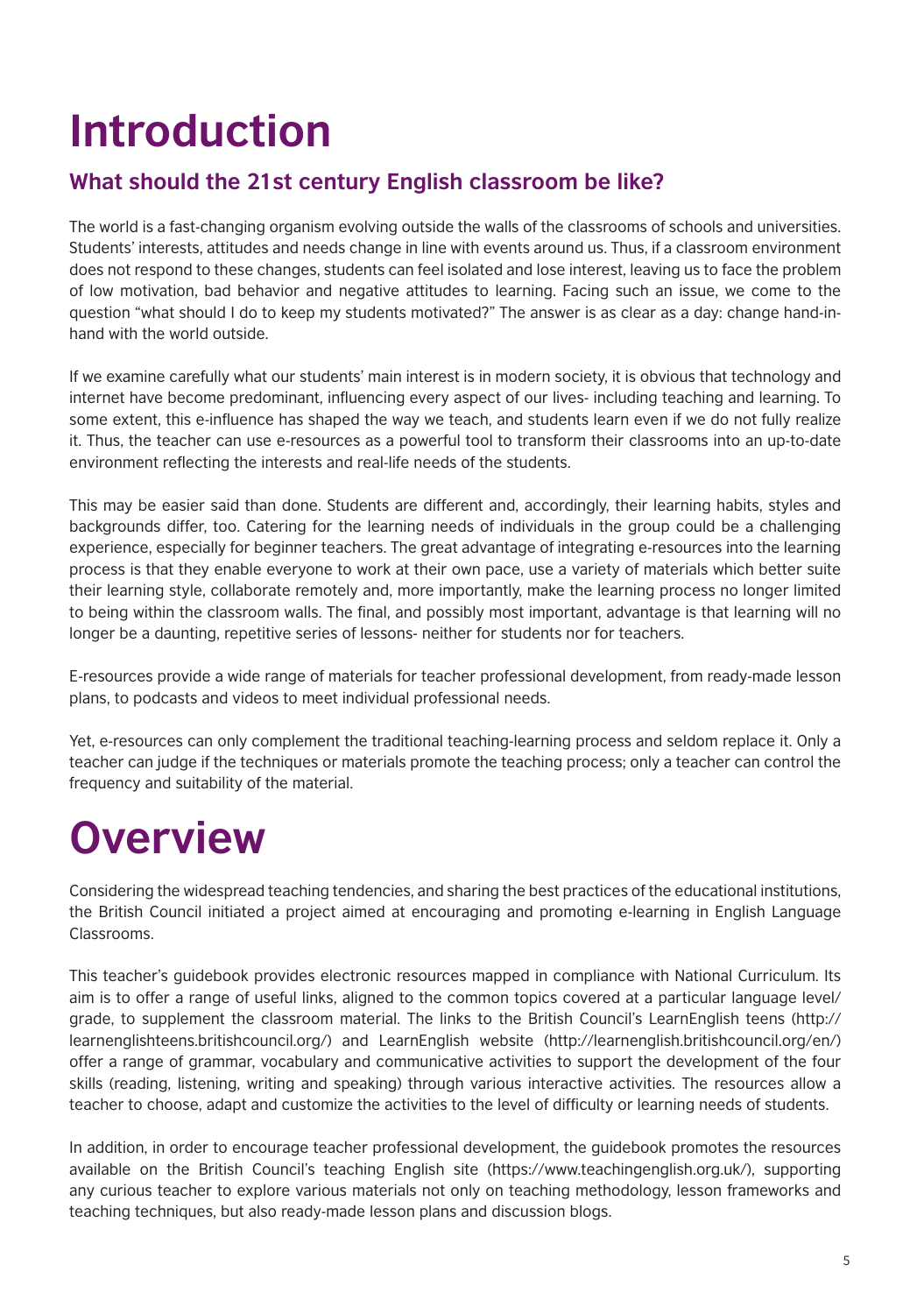# Introduction

## What should the 21st century English classroom be like?

The world is a fast-changing organism evolving outside the walls of the classrooms of schools and universities. Students' interests, attitudes and needs change in line with events around us. Thus, if a classroom environment does not respond to these changes, students can feel isolated and lose interest, leaving us to face the problem of low motivation, bad behavior and negative attitudes to learning. Facing such an issue, we come to the question "what should I do to keep my students motivated?" The answer is as clear as a day: change hand-in-hand with the world outside.

If we examine carefully what our students' main interest is in modern society, it is obvious that technology and internet have become predominant, influencing every aspect of our lives- including teaching and learning. To some extent, this e-influence has shaped the way we teach, and students learn even if we do not fully realize it. Thus, the teacher can use e-resources as a powerful tool to transform their classrooms into an up-to-date environment reflecting the interests and real-life needs of the students.

This may be easier said than done. Students are different and, accordingly, their learning habits, styles and backgrounds differ, too. Catering for the learning needs of individuals in the group could be a challenging experience, especially for beginner teachers. The great advantage of integrating e-resources into the learning process is that they enable everyone to work at their own pace, use a variety of materials which better suite their learning style, collaborate remotely and, more importantly, make the learning process no longer limited to being within the classroom walls. The final, and possibly most important, advantage is that learning will no longer be a daunting, repetitive series of lessons- neither for students nor for teachers.

E-resources provide a wide range of materials for teacher professional development, from ready-made lesson plans, to podcasts and videos to meet individual professional needs.

Yet, e-resources can only complement the traditional teaching-learning process and seldom replace it. Only a teacher can judge if the techniques or materials promote the teaching process; only a teacher can control the frequency and suitability of the material.

# Overview

Considering the widespread teaching tendencies, and sharing the best practices of the educational institutions, the British Council initiated a project aimed at encouraging and promoting e-learning in English Language Classrooms.

This teacher's guidebook provides electronic resources mapped in compliance with National Curriculum. Its aim is to offer a range of useful links, aligned to the common topics covered at a particular language level/ grade, to supplement the classroom material. The links to the British Council's LearnEnglish teens (http://learnenglishteens.britishcouncil.org/) and LearnEnglish website (http://learnenglish.britishcouncil.org/en/) offer a range of grammar, vocabulary and communicative activities to support the development of the four skills (reading, listening, writing and speaking) through various interactive activities. The resources allow a teacher to choose, adapt and customize the activities to the level of difficulty or learning needs of students.

In addition, in order to encourage teacher professional development, the guidebook promotes the resources available on the British Council's teaching English site (https://www.teachingenglish.org.uk/), supporting any curious teacher to explore various materials not only on teaching methodology, lesson frameworks and teaching techniques, but also ready-made lesson plans and discussion blogs.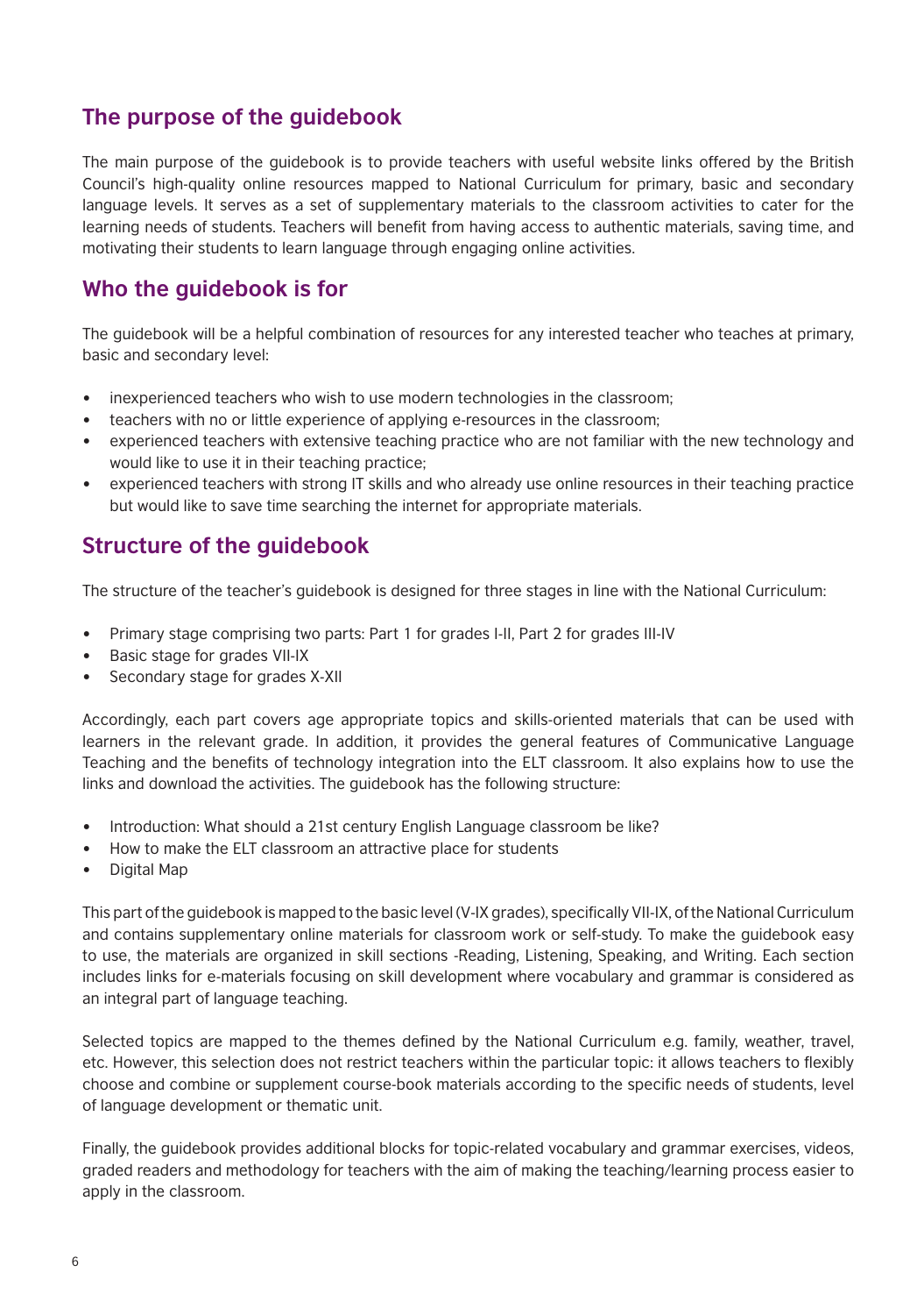## The purpose of the guidebook

The main purpose of the guidebook is to provide teachers with useful website links offered by the British Council's high-quality online resources mapped to National Curriculum for primary, basic and secondary language levels. It serves as a set of supplementary materials to the classroom activities to cater for the learning needs of students. Teachers will benefit from having access to authentic materials, saving time, and motivating their students to learn language through engaging online activities.

## Who the guidebook is for

The guidebook will be a helpful combination of resources for any interested teacher who teaches at primary, basic and secondary level:

- inexperienced teachers who wish to use modern technologies in the classroom;
- teachers with no or little experience of applying e-resources in the classroom;
- experienced teachers with extensive teaching practice who are not familiar with the new technology and would like to use it in their teaching practice;
- experienced teachers with strong IT skills and who already use online resources in their teaching practice but would like to save time searching the internet for appropriate materials.

## Structure of the guidebook

The structure of the teacher's guidebook is designed for three stages in line with the National Curriculum:

- Primary stage comprising two parts: Part 1 for grades I-II, Part 2 for grades III-IV
- Basic stage for grades VII-IX
- Secondary stage for grades X-XII

Accordingly, each part covers age appropriate topics and skills-oriented materials that can be used with learners in the relevant grade. In addition, it provides the general features of Communicative Language Teaching and the benefits of technology integration into the ELT classroom. It also explains how to use the links and download the activities. The guidebook has the following structure:

- Introduction: What should a 21st century English Language classroom be like?
- How to make the ELT classroom an attractive place for students
- Digital Map

This part of the guidebook is mapped to the basic level (V-IX grades), specifically VII-IX, of the National Curriculum and contains supplementary online materials for classroom work or self-study. To make the guidebook easy to use, the materials are organized in skill sections -Reading, Listening, Speaking, and Writing. Each section includes links for e-materials focusing on skill development where vocabulary and grammar is considered as an integral part of language teaching.

Selected topics are mapped to the themes defined by the National Curriculum e.g. family, weather, travel, etc. However, this selection does not restrict teachers within the particular topic: it allows teachers to flexibly choose and combine or supplement course-book materials according to the specific needs of students, level of language development or thematic unit.

Finally, the guidebook provides additional blocks for topic-related vocabulary and grammar exercises, videos, graded readers and methodology for teachers with the aim of making the teaching/learning process easier to apply in the classroom.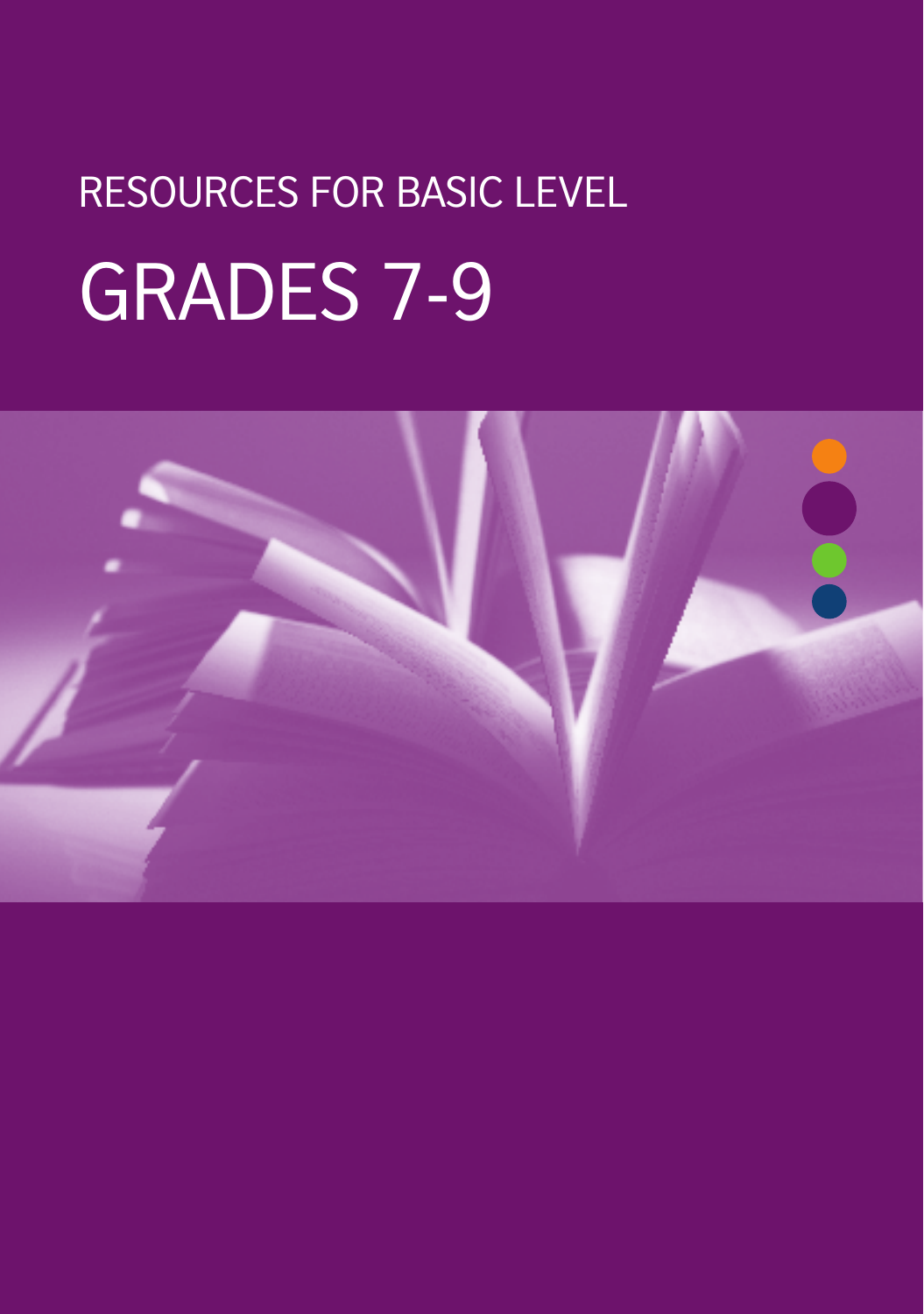RESOURCES FOR BASIC LEVEL

# GRADES 7-9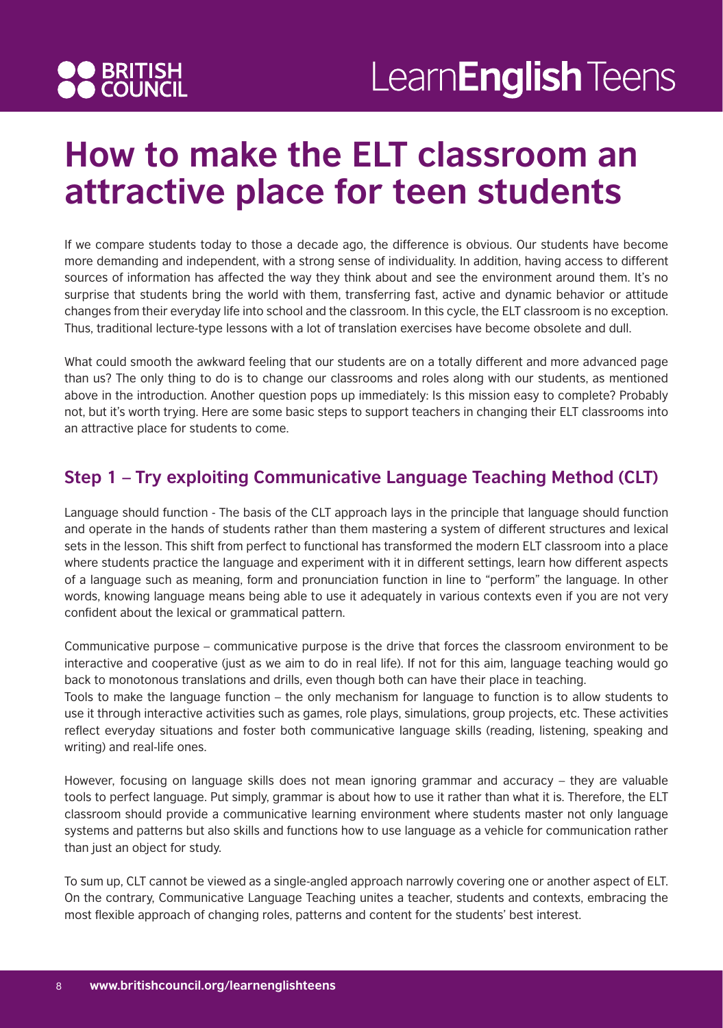# How to make the ELT classroom an attractive place for teen students

If we compare students today to those a decade ago, the difference is obvious. Our students have become more demanding and independent, with a strong sense of individuality. In addition, having access to different sources of information has affected the way they think about and see the environment around them. It's no surprise that students bring the world with them, transferring fast, active and dynamic behavior or attitude changes from their everyday life into school and the classroom. In this cycle, the ELT classroom is no exception. Thus, traditional lecture-type lessons with a lot of translation exercises have become obsolete and dull.

What could smooth the awkward feeling that our students are on a totally different and more advanced page than us? The only thing to do is to change our classrooms and roles along with our students, as mentioned above in the introduction. Another question pops up immediately: Is this mission easy to complete? Probably not, but it's worth trying. Here are some basic steps to support teachers in changing their ELT classrooms into an attractive place for students to come.

## Step 1 – Try exploiting Communicative Language Teaching Method (CLT)

Language should function - The basis of the CLT approach lays in the principle that language should function and operate in the hands of students rather than them mastering a system of different structures and lexical sets in the lesson. This shift from perfect to functional has transformed the modern ELT classroom into a place where students practice the language and experiment with it in different settings, learn how different aspects of a language such as meaning, form and pronunciation function in line to "perform" the language. In other words, knowing language means being able to use it adequately in various contexts even if you are not very confident about the lexical or grammatical pattern.

Communicative purpose – communicative purpose is the drive that forces the classroom environment to be interactive and cooperative (just as we aim to do in real life). If not for this aim, language teaching would go back to monotonous translations and drills, even though both can have their place in teaching.

Tools to make the language function – the only mechanism for language to function is to allow students to use it through interactive activities such as games, role plays, simulations, group projects, etc. These activities reflect everyday situations and foster both communicative language skills (reading, listening, speaking and writing) and real-life ones.

However, focusing on language skills does not mean ignoring grammar and accuracy – they are valuable tools to perfect language. Put simply, grammar is about how to use it rather than what it is. Therefore, the ELT classroom should provide a communicative learning environment where students master not only language systems and patterns but also skills and functions how to use language as a vehicle for communication rather than just an object for study.

To sum up, CLT cannot be viewed as a single-angled approach narrowly covering one or another aspect of ELT. On the contrary, Communicative Language Teaching unites a teacher, students and contexts, embracing the most flexible approach of changing roles, patterns and content for the students' best interest.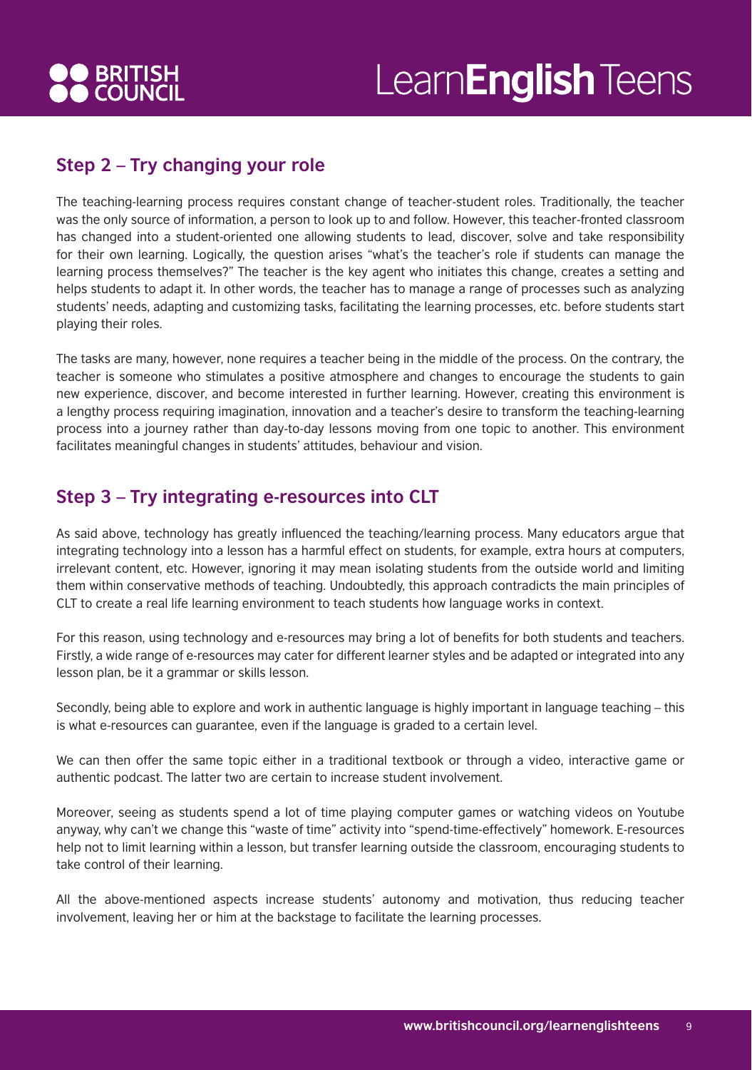## Step 2 – Try changing your role

The teaching-learning process requires constant change of teacher-student roles. Traditionally, the teacher was the only source of information, a person to look up to and follow. However, this teacher-fronted classroom has changed into a student-oriented one allowing students to lead, discover, solve and take responsibility for their own learning. Logically, the question arises "what's the teacher's role if students can manage the learning process themselves?" The teacher is the key agent who initiates this change, creates a setting and helps students to adapt it. In other words, the teacher has to manage a range of processes such as analyzing students' needs, adapting and customizing tasks, facilitating the learning processes, etc. before students start playing their roles.

The tasks are many, however, none requires a teacher being in the middle of the process. On the contrary, the teacher is someone who stimulates a positive atmosphere and changes to encourage the students to gain new experience, discover, and become interested in further learning. However, creating this environment is a lengthy process requiring imagination, innovation and a teacher's desire to transform the teaching-learning process into a journey rather than day-to-day lessons moving from one topic to another. This environment facilitates meaningful changes in students' attitudes, behaviour and vision.

## Step 3 – Try integrating e-resources into CLT

As said above, technology has greatly influenced the teaching/learning process. Many educators argue that integrating technology into a lesson has a harmful effect on students, for example, extra hours at computers, irrelevant content, etc. However, ignoring it may mean isolating students from the outside world and limiting them within conservative methods of teaching. Undoubtedly, this approach contradicts the main principles of CLT to create a real life learning environment to teach students how language works in context.

For this reason, using technology and e-resources may bring a lot of benefits for both students and teachers. Firstly, a wide range of e-resources may cater for different learner styles and be adapted or integrated into any lesson plan, be it a grammar or skills lesson.

Secondly, being able to explore and work in authentic language is highly important in language teaching – this is what e-resources can guarantee, even if the language is graded to a certain level.

We can then offer the same topic either in a traditional textbook or through a video, interactive game or authentic podcast. The latter two are certain to increase student involvement.

Moreover, seeing as students spend a lot of time playing computer games or watching videos on Youtube anyway, why can't we change this "waste of time" activity into "spend-time-effectively" homework. E-resources help not to limit learning within a lesson, but transfer learning outside the classroom, encouraging students to take control of their learning.

All the above-mentioned aspects increase students' autonomy and motivation, thus reducing teacher involvement, leaving her or him at the backstage to facilitate the learning processes.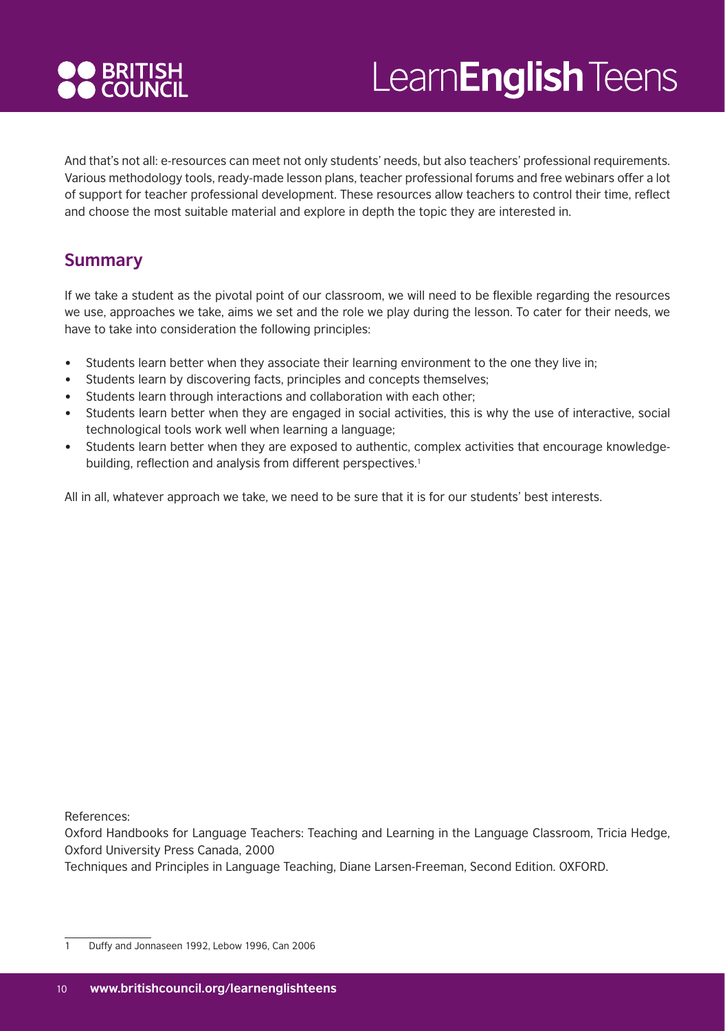And that's not all: e-resources can meet not only students' needs, but also teachers' professional requirements. Various methodology tools, ready-made lesson plans, teacher professional forums and free webinars offer a lot of support for teacher professional development. These resources allow teachers to control their time, reflect and choose the most suitable material and explore in depth the topic they are interested in.

## Summary

If we take a student as the pivotal point of our classroom, we will need to be flexible regarding the resources we use, approaches we take, aims we set and the role we play during the lesson. To cater for their needs, we have to take into consideration the following principles:

- Students learn better when they associate their learning environment to the one they live in;
- Students learn by discovering facts, principles and concepts themselves;
- Students learn through interactions and collaboration with each other;
- Students learn better when they are engaged in social activities, this is why the use of interactive, social technological tools work well when learning a language;
- Students learn better when they are exposed to authentic, complex activities that encourage knowledge-building, reflection and analysis from different perspectives.[1]

All in all, whatever approach we take, we need to be sure that it is for our students' best interests.

References:

Oxford Handbooks for Language Teachers: Teaching and Learning in the Language Classroom, Tricia Hedge, Oxford University Press Canada, 2000

Techniques and Principles in Language Teaching, Diane Larsen-Freeman, Second Edition. OXFORD.

---

1 Duffy and Jonnaseen 1992, Lebow 1996, Can 2006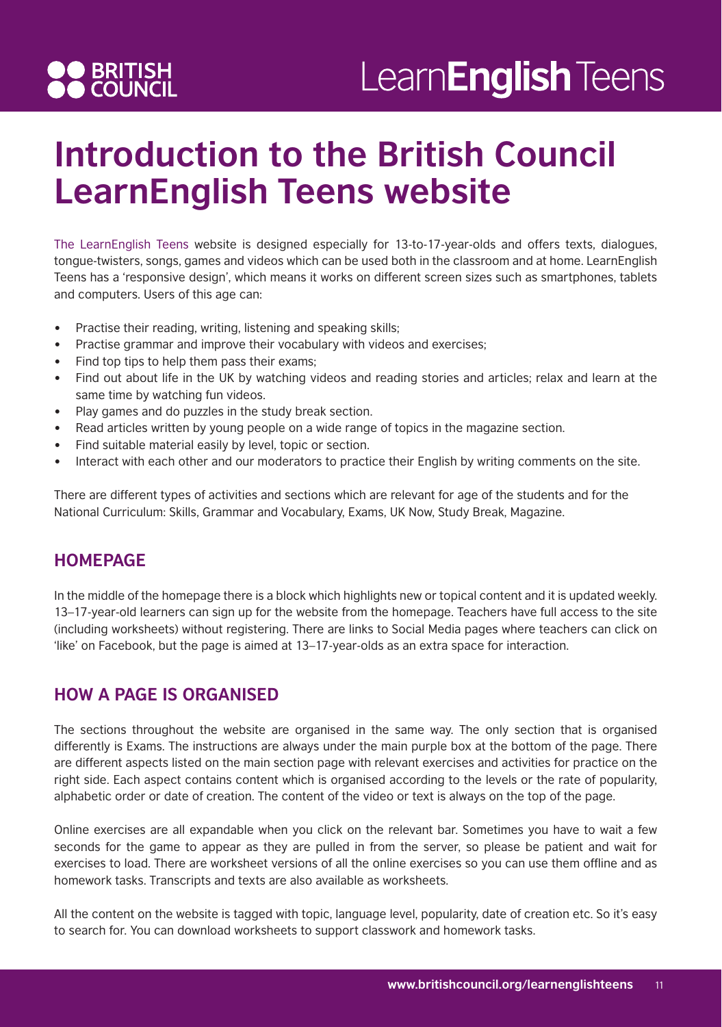# Introduction to the British Council LearnEnglish Teens website

The LearnEnglish Teens website is designed especially for 13-to-17-year-olds and offers texts, dialogues, tongue-twisters, songs, games and videos which can be used both in the classroom and at home. LearnEnglish Teens has a 'responsive design', which means it works on different screen sizes such as smartphones, tablets and computers. Users of this age can:

- Practise their reading, writing, listening and speaking skills;
- Practise grammar and improve their vocabulary with videos and exercises;
- Find top tips to help them pass their exams;
- Find out about life in the UK by watching videos and reading stories and articles; relax and learn at the same time by watching fun videos.
- Play games and do puzzles in the study break section.
- Read articles written by young people on a wide range of topics in the magazine section.
- Find suitable material easily by level, topic or section.
- Interact with each other and our moderators to practice their English by writing comments on the site.

There are different types of activities and sections which are relevant for age of the students and for the National Curriculum: Skills, Grammar and Vocabulary, Exams, UK Now, Study Break, Magazine.

## HOMEPAGE

In the middle of the homepage there is a block which highlights new or topical content and it is updated weekly. 13–17-year-old learners can sign up for the website from the homepage. Teachers have full access to the site (including worksheets) without registering. There are links to Social Media pages where teachers can click on 'like' on Facebook, but the page is aimed at 13–17-year-olds as an extra space for interaction.

## HOW A PAGE IS ORGANISED

The sections throughout the website are organised in the same way. The only section that is organised differently is Exams. The instructions are always under the main purple box at the bottom of the page. There are different aspects listed on the main section page with relevant exercises and activities for practice on the right side. Each aspect contains content which is organised according to the levels or the rate of popularity, alphabetic order or date of creation. The content of the video or text is always on the top of the page.

Online exercises are all expandable when you click on the relevant bar. Sometimes you have to wait a few seconds for the game to appear as they are pulled in from the server, so please be patient and wait for exercises to load. There are worksheet versions of all the online exercises so you can use them offline and as homework tasks. Transcripts and texts are also available as worksheets.

All the content on the website is tagged with topic, language level, popularity, date of creation etc. So it's easy to search for. You can download worksheets to support classwork and homework tasks.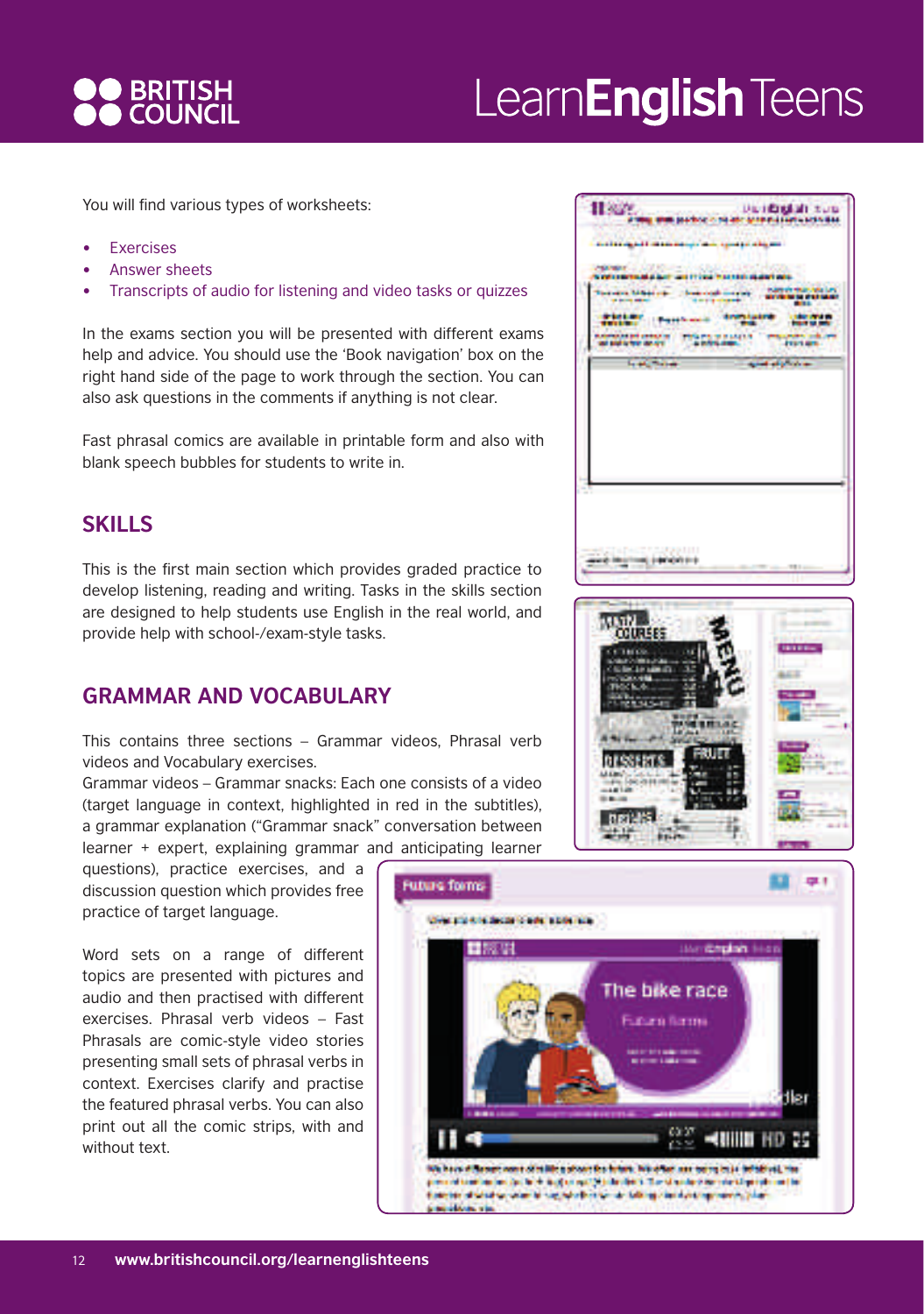You will find various types of worksheets:

- Exercises
- Answer sheets
- Transcripts of audio for listening and video tasks or quizzes

In the exams section you will be presented with different exams help and advice. You should use the 'Book navigation' box on the right hand side of the page to work through the section. You can also ask questions in the comments if anything is not clear.

Fast phrasal comics are available in printable form and also with blank speech bubbles for students to write in.

## SKILLS

This is the first main section which provides graded practice to develop listening, reading and writing. Tasks in the skills section are designed to help students use English in the real world, and provide help with school-/exam-style tasks.

## GRAMMAR AND VOCABULARY

This contains three sections – Grammar videos, Phrasal verb videos and Vocabulary exercises.

Grammar videos – Grammar snacks: Each one consists of a video (target language in context, highlighted in red in the subtitles), a grammar explanation ("Grammar snack" conversation between learner + expert, explaining grammar and anticipating learner questions), practice exercises, and a discussion question which provides free practice of target language.

Word sets on a range of different topics are presented with pictures and audio and then practised with different exercises. Phrasal verb videos – Fast Phrasals are comic-style video stories presenting small sets of phrasal verbs in context. Exercises clarify and practise the featured phrasal verbs. You can also print out all the comic strips, with and without text.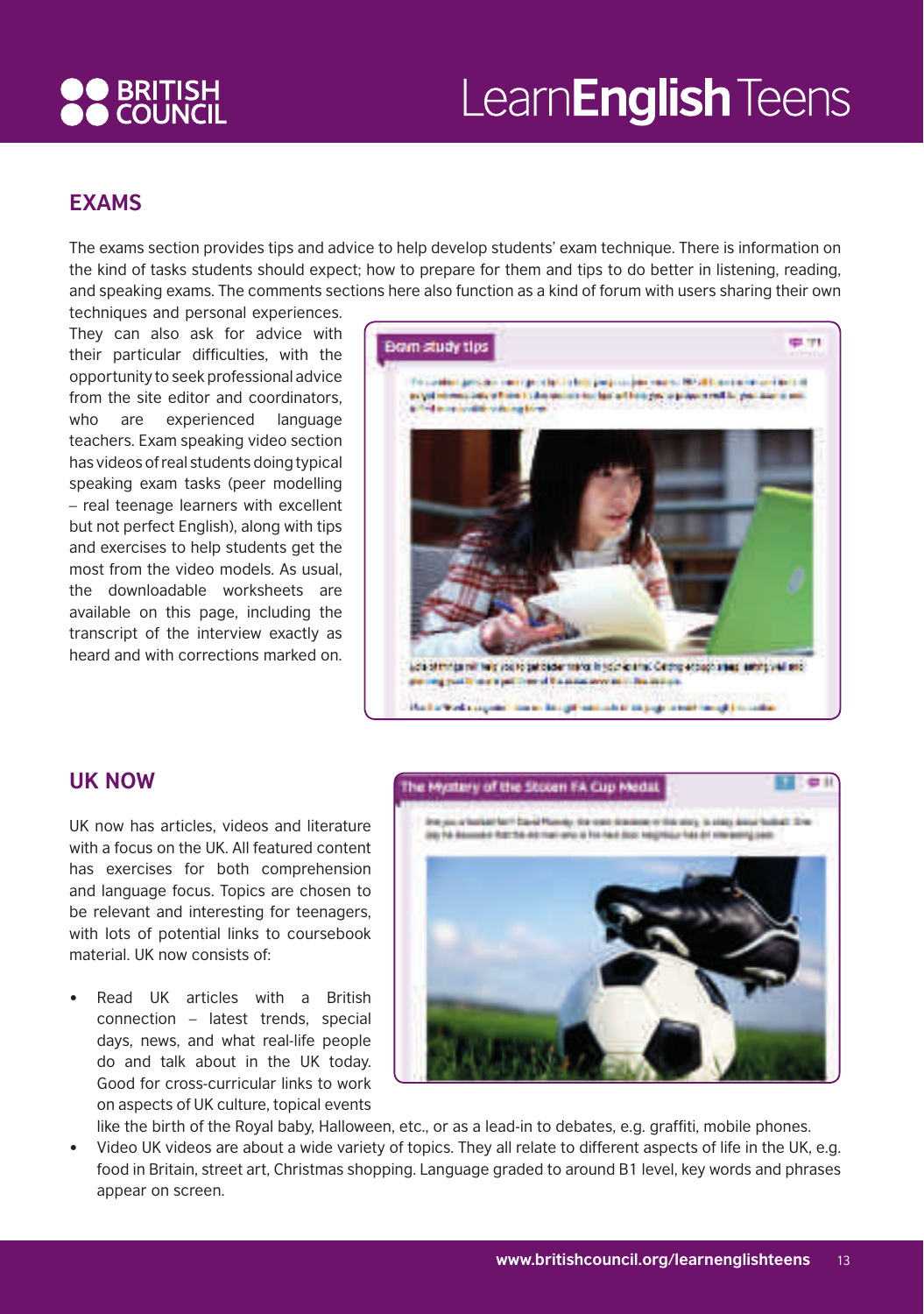## EXAMS

The exams section provides tips and advice to help develop students' exam technique. There is information on the kind of tasks students should expect; how to prepare for them and tips to do better in listening, reading, and speaking exams. The comments sections here also function as a kind of forum with users sharing their own techniques and personal experiences. They can also ask for advice with their particular difficulties, with the opportunity to seek professional advice from the site editor and coordinators, who are experienced language teachers. Exam speaking video section has videos of real students doing typical speaking exam tasks (peer modelling – real teenage learners with excellent but not perfect English), along with tips and exercises to help students get the most from the video models. As usual, the downloadable worksheets are available on this page, including the transcript of the interview exactly as heard and with corrections marked on.

## UK NOW

UK now has articles, videos and literature with a focus on the UK. All featured content has exercises for both comprehension and language focus. Topics are chosen to be relevant and interesting for teenagers, with lots of potential links to coursebook material. UK now consists of:

- Read UK articles with a British connection – latest trends, special days, news, and what real-life people do and talk about in the UK today. Good for cross-curricular links to work on aspects of UK culture, topical events like the birth of the Royal baby, Halloween, etc., or as a lead-in to debates, e.g. graffiti, mobile phones.
- Video UK videos are about a wide variety of topics. They all relate to different aspects of life in the UK, e.g. food in Britain, street art, Christmas shopping. Language graded to around B1 level, key words and phrases appear on screen.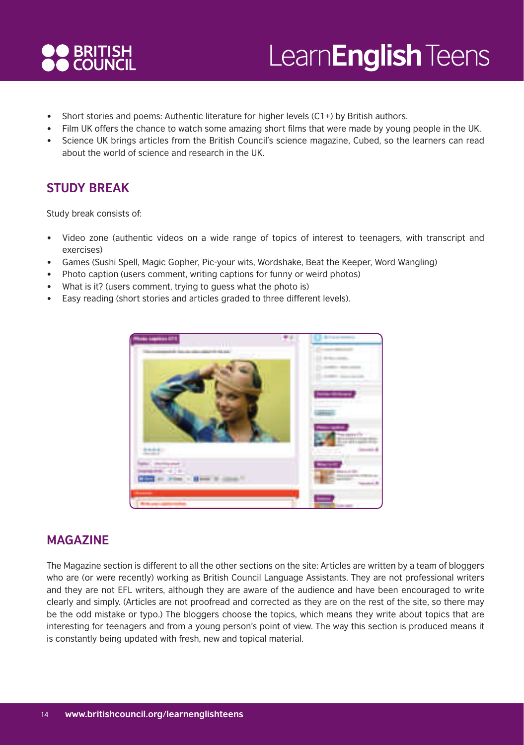- Short stories and poems: Authentic literature for higher levels (C1+) by British authors.
- Film UK offers the chance to watch some amazing short films that were made by young people in the UK.
- Science UK brings articles from the British Council's science magazine, Cubed, so the learners can read about the world of science and research in the UK.

## STUDY BREAK

Study break consists of:

- Video zone (authentic videos on a wide range of topics of interest to teenagers, with transcript and exercises)
- Games (Sushi Spell, Magic Gopher, Pic-your wits, Wordshake, Beat the Keeper, Word Wangling)
- Photo caption (users comment, writing captions for funny or weird photos)
- What is it? (users comment, trying to guess what the photo is)
- Easy reading (short stories and articles graded to three different levels).

## MAGAZINE

The Magazine section is different to all the other sections on the site: Articles are written by a team of bloggers who are (or were recently) working as British Council Language Assistants. They are not professional writers and they are not EFL writers, although they are aware of the audience and have been encouraged to write clearly and simply. (Articles are not proofread and corrected as they are on the rest of the site, so there may be the odd mistake or typo.) The bloggers choose the topics, which means they write about topics that are interesting for teenagers and from a young person's point of view. The way this section is produced means it is constantly being updated with fresh, new and topical material.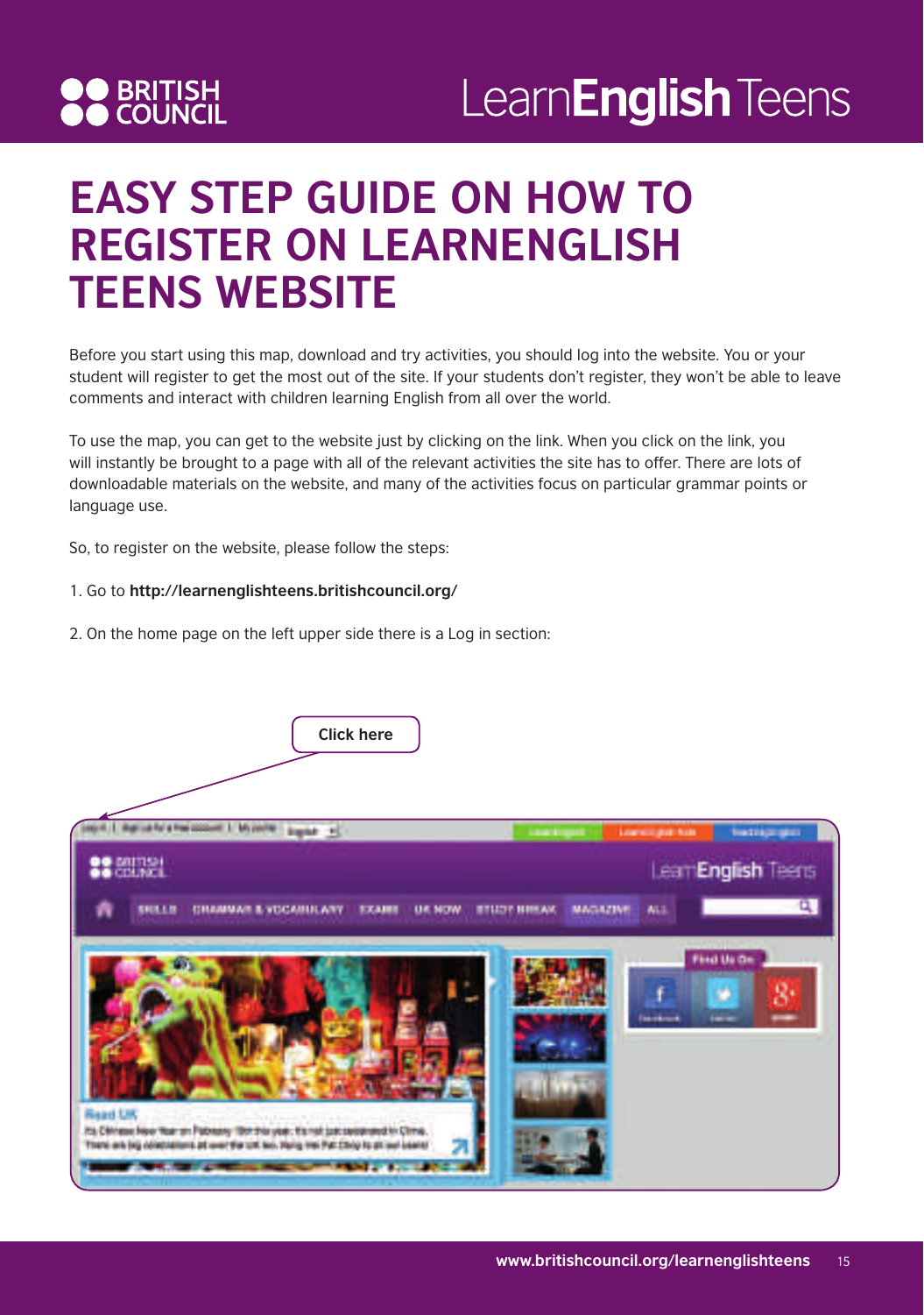# EASY STEP GUIDE ON HOW TO REGISTER ON LEARNENGLISH TEENS WEBSITE

Before you start using this map, download and try activities, you should log into the website. You or your student will register to get the most out of the site. If your students don't register, they won't be able to leave comments and interact with children learning English from all over the world.

To use the map, you can get to the website just by clicking on the link. When you click on the link, you will instantly be brought to a page with all of the relevant activities the site has to offer. There are lots of downloadable materials on the website, and many of the activities focus on particular grammar points or language use.

So, to register on the website, please follow the steps:

1. Go to **http://learnenglishteens.britishcouncil.org/**

2. On the home page on the left upper side there is a Log in section:

Click here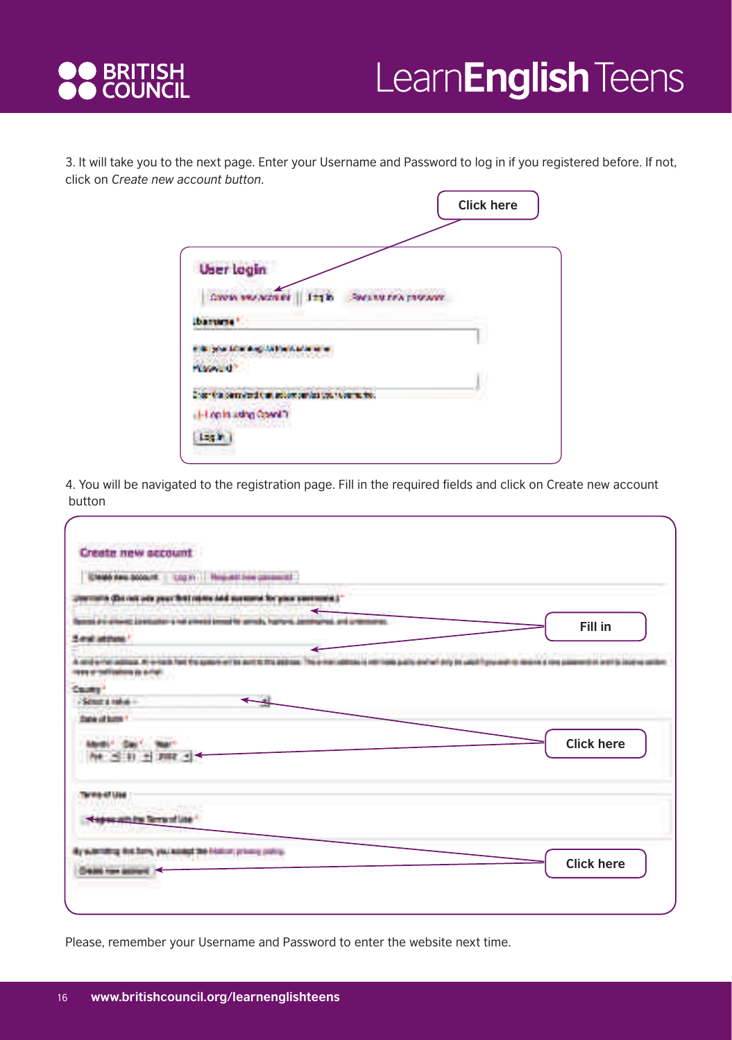3. It will take you to the next page. Enter your Username and Password to log in if you registered before. If not, click on *Create new account button*.

Click here

4. You will be navigated to the registration page. Fill in the required fields and click on Create new account button

Fill in

Click here

Click here

Please, remember your Username and Password to enter the website next time.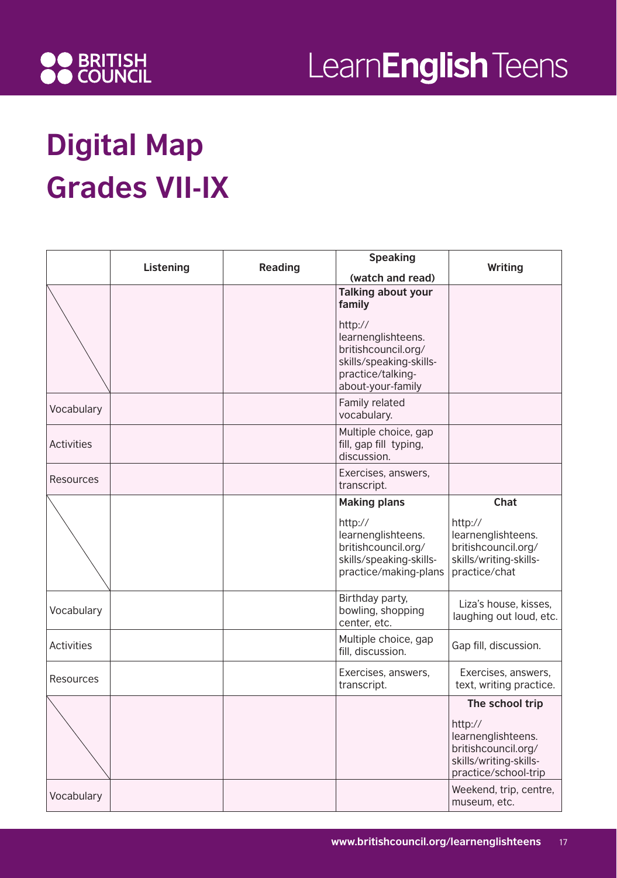# Digital Map
# Grades VII-IX

| | Listening | Reading | Speaking (watch and read) | Writing |
|---|---|---|---|---|
| | | | **Talking about your family** http://learnenglishteens.britishcouncil.org/skills/speaking-skills-practice/talking-about-your-family | |
| Vocabulary | | | Family related vocabulary. | |
| Activities | | | Multiple choice, gap fill, gap fill typing, discussion. | |
| Resources | | | Exercises, answers, transcript. | |
| | | | **Making plans** http://learnenglishteens.britishcouncil.org/skills/speaking-skills-practice/making-plans | **Chat** http://learnenglishteens.britishcouncil.org/skills/writing-skills-practice/chat |
| Vocabulary | | | Birthday party, bowling, shopping center, etc. | Liza's house, kisses, laughing out loud, etc. |
| Activities | | | Multiple choice, gap fill, discussion. | Gap fill, discussion. |
| Resources | | | Exercises, answers, transcript. | Exercises, answers, text, writing practice. |
| | | | | **The school trip** http://learnenglishteens.britishcouncil.org/skills/writing-skills-practice/school-trip |
| Vocabulary | | | | Weekend, trip, centre, museum, etc. |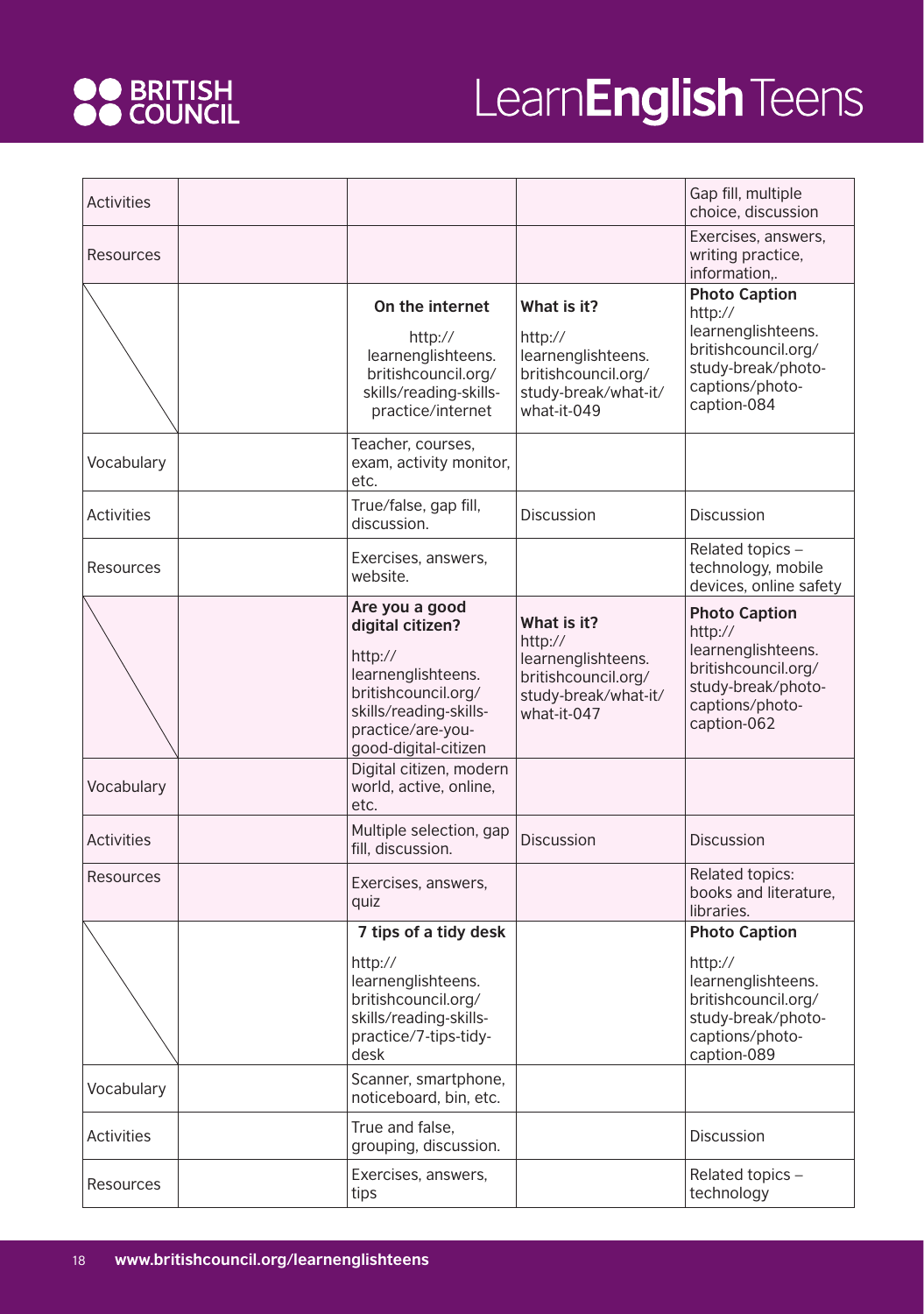| Activities | | | | Gap fill, multiple choice, discussion |
|---|---|---|---|---|
| Resources | | | | Exercises, answers, writing practice, information,. |
| | | **On the internet** http://learnenglishteens.britishcouncil.org/skills/reading-skills-practice/internet | **What is it?** http://learnenglishteens.britishcouncil.org/study-break/what-it/what-it-049 | **Photo Caption** http://learnenglishteens.britishcouncil.org/study-break/photo-captions/photo-caption-084 |
| Vocabulary | | Teacher, courses, exam, activity monitor, etc. | | |
| Activities | | True/false, gap fill, discussion. | Discussion | Discussion |
| Resources | | Exercises, answers, website. | | Related topics – technology, mobile devices, online safety |
| | | **Are you a good digital citizen?** http://learnenglishteens.britishcouncil.org/skills/reading-skills-practice/are-you-good-digital-citizen | **What is it?** http://learnenglishteens.britishcouncil.org/study-break/what-it/what-it-047 | **Photo Caption** http://learnenglishteens.britishcouncil.org/study-break/photo-captions/photo-caption-062 |
| Vocabulary | | Digital citizen, modern world, active, online, etc. | | |
| Activities | | Multiple selection, gap fill, discussion. | Discussion | Discussion |
| Resources | | Exercises, answers, quiz | | Related topics: books and literature, libraries. |
| | | **7 tips of a tidy desk** http://learnenglishteens.britishcouncil.org/skills/reading-skills-practice/7-tips-tidy-desk | | **Photo Caption** http://learnenglishteens.britishcouncil.org/study-break/photo-captions/photo-caption-089 |
| Vocabulary | | Scanner, smartphone, noticeboard, bin, etc. | | |
| Activities | | True and false, grouping, discussion. | | Discussion |
| Resources | | Exercises, answers, tips | | Related topics – technology |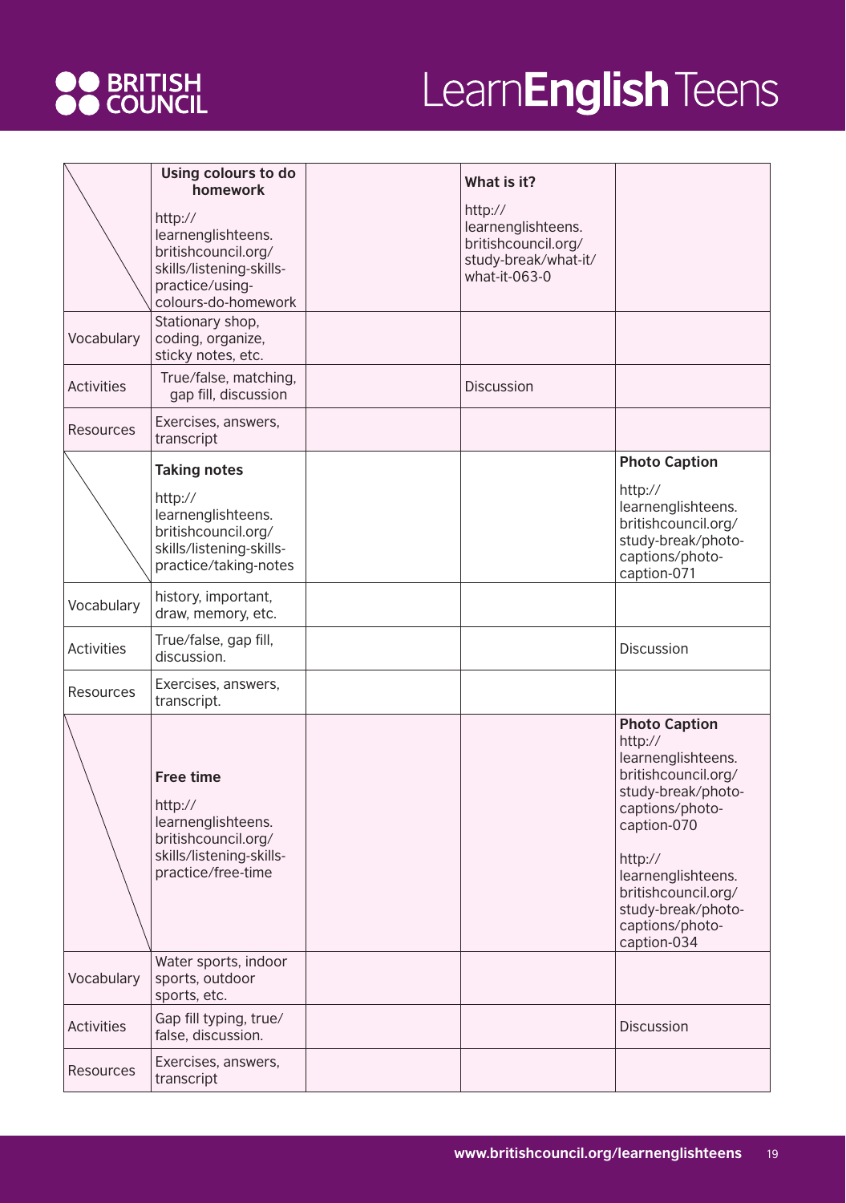| | Using colours to do homework<br><br>http://learnenglishteens.britishcouncil.org/skills/listening-skills-practice/using-colours-do-homework | | What is it?<br><br>http://learnenglishteens.britishcouncil.org/study-break/what-it/what-it-063-0 | |
|---|---|---|---|---|
| Vocabulary | Stationary shop, coding, organize, sticky notes, etc. | | | |
| Activities | True/false, matching, gap fill, discussion | | Discussion | |
| Resources | Exercises, answers, transcript | | | |
| | **Taking notes**<br><br>http://learnenglishteens.britishcouncil.org/skills/listening-skills-practice/taking-notes | | | **Photo Caption**<br><br>http://learnenglishteens.britishcouncil.org/study-break/photo-captions/photo-caption-071 |
| Vocabulary | history, important, draw, memory, etc. | | | |
| Activities | True/false, gap fill, discussion. | | | Discussion |
| Resources | Exercises, answers, transcript. | | | |
| | **Free time**<br><br>http://learnenglishteens.britishcouncil.org/skills/listening-skills-practice/free-time | | | **Photo Caption**<br>http://learnenglishteens.britishcouncil.org/study-break/photo-captions/photo-caption-070<br><br>http://learnenglishteens.britishcouncil.org/study-break/photo-captions/photo-caption-034 |
| Vocabulary | Water sports, indoor sports, outdoor sports, etc. | | | |
| Activities | Gap fill typing, true/false, discussion. | | | Discussion |
| Resources | Exercises, answers, transcript | | | |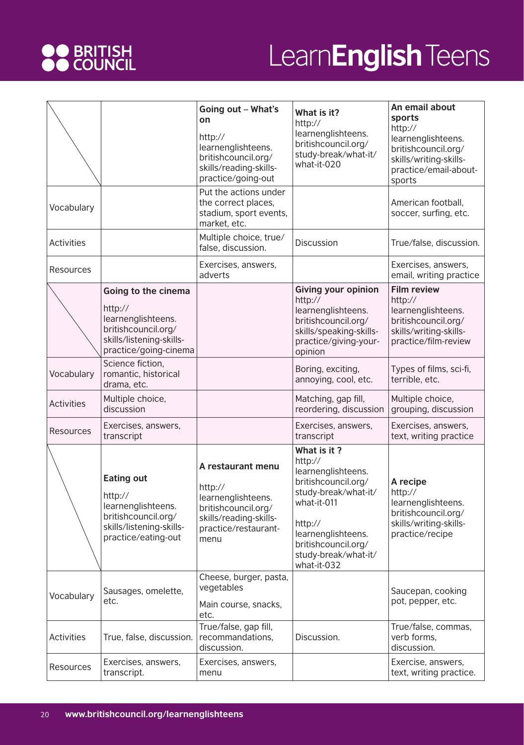| | | | | |
|---|---|---|---|---|
| | | **Going out – What's on** http://learnenglishteens.britishcouncil.org/skills/reading-skills-practice/going-out | **What is it?** http://learnenglishteens.britishcouncil.org/study-break/what-it/what-it-020 | **An email about sports** http://learnenglishteens.britishcouncil.org/skills/writing-skills-practice/email-about-sports |
| Vocabulary | | Put the actions under the correct places, stadium, sport events, market, etc. | | American football, soccer, surfing, etc. |
| Activities | | Multiple choice, true/false, discussion. | Discussion | True/false, discussion. |
| Resources | | Exercises, answers, adverts | | Exercises, answers, email, writing practice |
| | **Going to the cinema** http://learnenglishteens.britishcouncil.org/skills/listening-skills-practice/going-cinema | | **Giving your opinion** http://learnenglishteens.britishcouncil.org/skills/speaking-skills-practice/giving-your-opinion | **Film review** http://learnenglishteens.britishcouncil.org/skills/writing-skills-practice/film-review |
| Vocabulary | Science fiction, romantic, historical drama, etc. | | Boring, exciting, annoying, cool, etc. | Types of films, sci-fi, terrible, etc. |
| Activities | Multiple choice, discussion | | Matching, gap fill, reordering, discussion | Multiple choice, grouping, discussion |
| Resources | Exercises, answers, transcript | | Exercises, answers, transcript | Exercises, answers, text, writing practice |
| | **Eating out** http://learnenglishteens.britishcouncil.org/skills/listening-skills-practice/eating-out | **A restaurant menu** http://learnenglishteens.britishcouncil.org/skills/reading-skills-practice/restaurant-menu | **What is it ?** http://learnenglishteens.britishcouncil.org/study-break/what-it/what-it-011 http://learnenglishteens.britishcouncil.org/study-break/what-it/what-it-032 | **A recipe** http://learnenglishteens.britishcouncil.org/skills/writing-skills-practice/recipe |
| Vocabulary | Sausages, omelette, etc. | Cheese, burger, pasta, vegetables Main course, snacks, etc. | | Saucepan, cooking pot, pepper, etc. |
| Activities | True, false, discussion. | True/false, gap fill, recommandations, discussion. | Discussion. | True/false, commas, verb forms, discussion. |
| Resources | Exercises, answers, transcript. | Exercises, answers, menu | | Exercise, answers, text, writing practice. |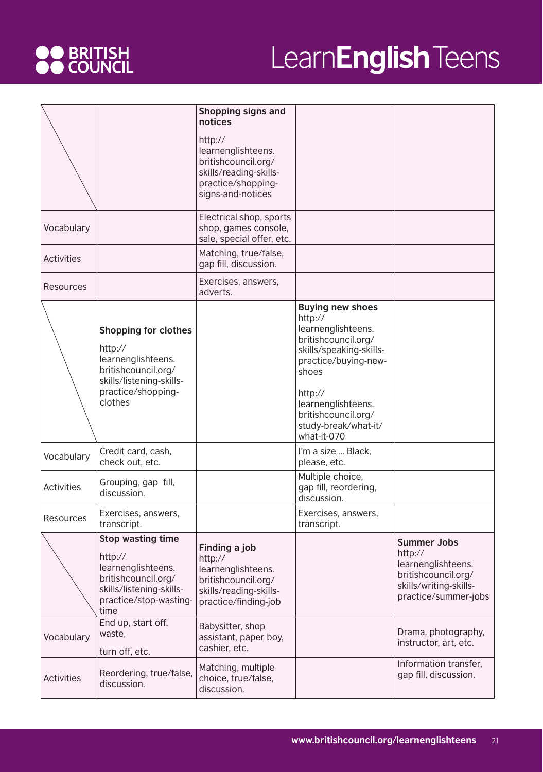| | | | | |
|---|---|---|---|---|
| | | **Shopping signs and notices** http://learnenglishteens.britishcouncil.org/skills/reading-skills-practice/shopping-signs-and-notices | | |
| Vocabulary | | Electrical shop, sports shop, games console, sale, special offer, etc. | | |
| Activities | | Matching, true/false, gap fill, discussion. | | |
| Resources | | Exercises, answers, adverts. | | |
| | **Shopping for clothes** http://learnenglishteens.britishcouncil.org/skills/listening-skills-practice/shopping-clothes | | **Buying new shoes** http://learnenglishteens.britishcouncil.org/skills/speaking-skills-practice/buying-new-shoes http://learnenglishteens.britishcouncil.org/study-break/what-it/what-it-070 | |
| Vocabulary | Credit card, cash, check out, etc. | | I'm a size ... Black, please, etc. | |
| Activities | Grouping, gap fill, discussion. | | Multiple choice, gap fill, reordering, discussion. | |
| Resources | Exercises, answers, transcript. | | Exercises, answers, transcript. | |
| | **Stop wasting time** http://learnenglishteens.britishcouncil.org/skills/listening-skills-practice/stop-wasting-time | **Finding a job** http://learnenglishteens.britishcouncil.org/skills/reading-skills-practice/finding-job | | **Summer Jobs** http://learnenglishteens.britishcouncil.org/skills/writing-skills-practice/summer-jobs |
| Vocabulary | End up, start off, waste, turn off, etc. | Babysitter, shop assistant, paper boy, cashier, etc. | | Drama, photography, instructor, art, etc. |
| Activities | Reordering, true/false, discussion. | Matching, multiple choice, true/false, discussion. | | Information transfer, gap fill, discussion. |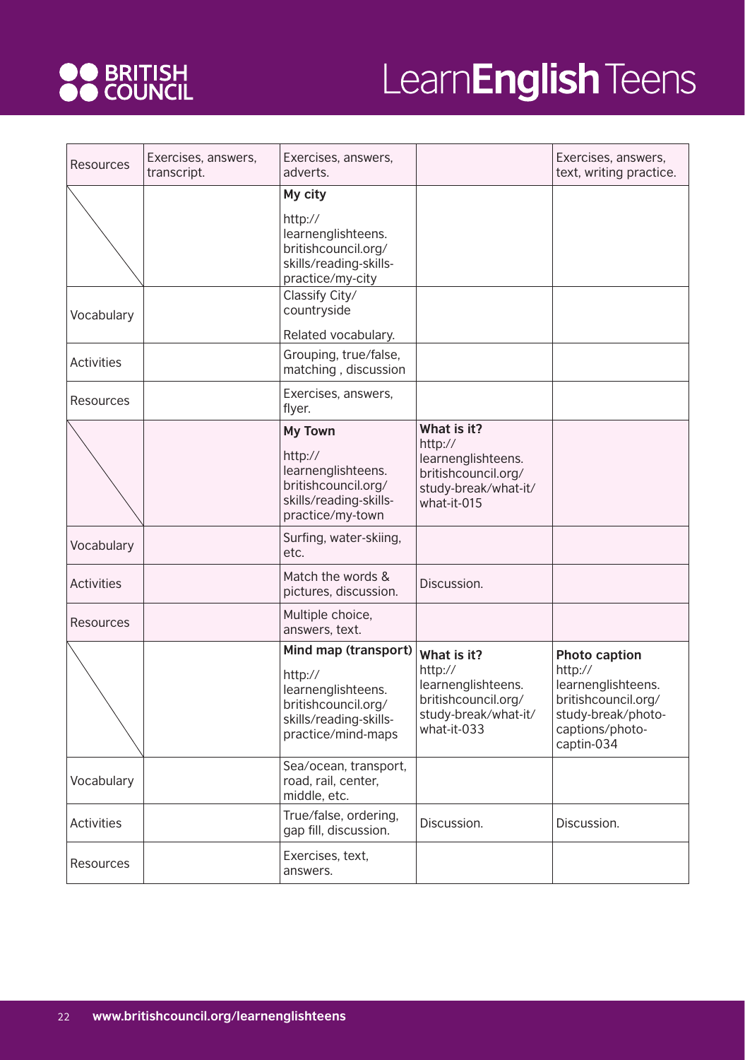| Resources | Exercises, answers, transcript. | Exercises, answers, adverts. | | Exercises, answers, text, writing practice. |
|---|---|---|---|---|
| | | **My city** http://learnenglishteens.britishcouncil.org/skills/reading-skills-practice/my-city | | |
| Vocabulary | | Classify City/ countryside Related vocabulary. | | |
| Activities | | Grouping, true/false, matching , discussion | | |
| Resources | | Exercises, answers, flyer. | | |
| | | **My Town** http://learnenglishteens.britishcouncil.org/skills/reading-skills-practice/my-town | **What is it?** http://learnenglishteens.britishcouncil.org/study-break/what-it/what-it-015 | |
| Vocabulary | | Surfing, water-skiing, etc. | | |
| Activities | | Match the words & pictures, discussion. | Discussion. | |
| Resources | | Multiple choice, answers, text. | | |
| | | **Mind map (transport)** http://learnenglishteens.britishcouncil.org/skills/reading-skills-practice/mind-maps | **What is it?** http://learnenglishteens.britishcouncil.org/study-break/what-it/what-it-033 | **Photo caption** http://learnenglishteens.britishcouncil.org/study-break/photo-captions/photo-captin-034 |
| Vocabulary | | Sea/ocean, transport, road, rail, center, middle, etc. | | |
| Activities | | True/false, ordering, gap fill, discussion. | Discussion. | Discussion. |
| Resources | | Exercises, text, answers. | | |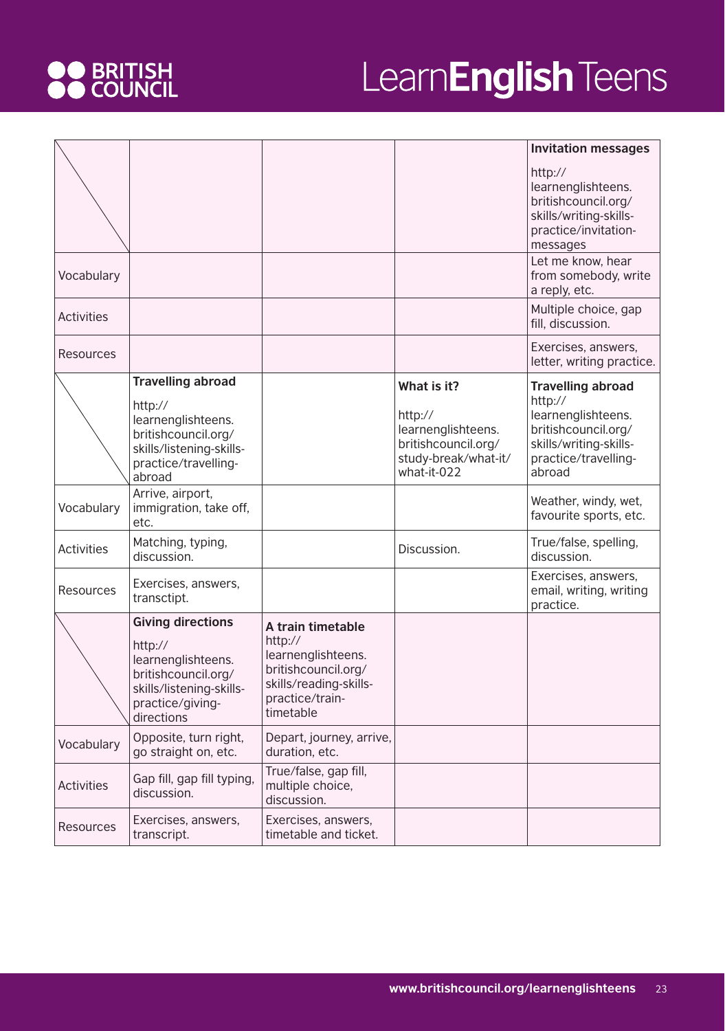| | | | | **Invitation messages**<br>http://learnenglishteens.britishcouncil.org/skills/writing-skills-practice/invitation-messages |
|---|---|---|---|---|
| Vocabulary | | | | Let me know, hear from somebody, write a reply, etc. |
| Activities | | | | Multiple choice, gap fill, discussion. |
| Resources | | | | Exercises, answers, letter, writing practice. |
| | **Travelling abroad**<br>http://learnenglishteens.britishcouncil.org/skills/listening-skills-practice/travelling-abroad | | **What is it?**<br>http://learnenglishteens.britishcouncil.org/study-break/what-it/what-it-022 | **Travelling abroad**<br>http://learnenglishteens.britishcouncil.org/skills/writing-skills-practice/travelling-abroad |
| Vocabulary | Arrive, airport, immigration, take off, etc. | | | Weather, windy, wet, favourite sports, etc. |
| Activities | Matching, typing, discussion. | | Discussion. | True/false, spelling, discussion. |
| Resources | Exercises, answers, transctipt. | | | Exercises, answers, email, writing, writing practice. |
| | **Giving directions**<br>http://learnenglishteens.britishcouncil.org/skills/listening-skills-practice/giving-directions | **A train timetable**<br>http://learnenglishteens.britishcouncil.org/skills/reading-skills-practice/train-timetable | | |
| Vocabulary | Opposite, turn right, go straight on, etc. | Depart, journey, arrive, duration, etc. | | |
| Activities | Gap fill, gap fill typing, discussion. | True/false, gap fill, multiple choice, discussion. | | |
| Resources | Exercises, answers, transcript. | Exercises, answers, timetable and ticket. | | |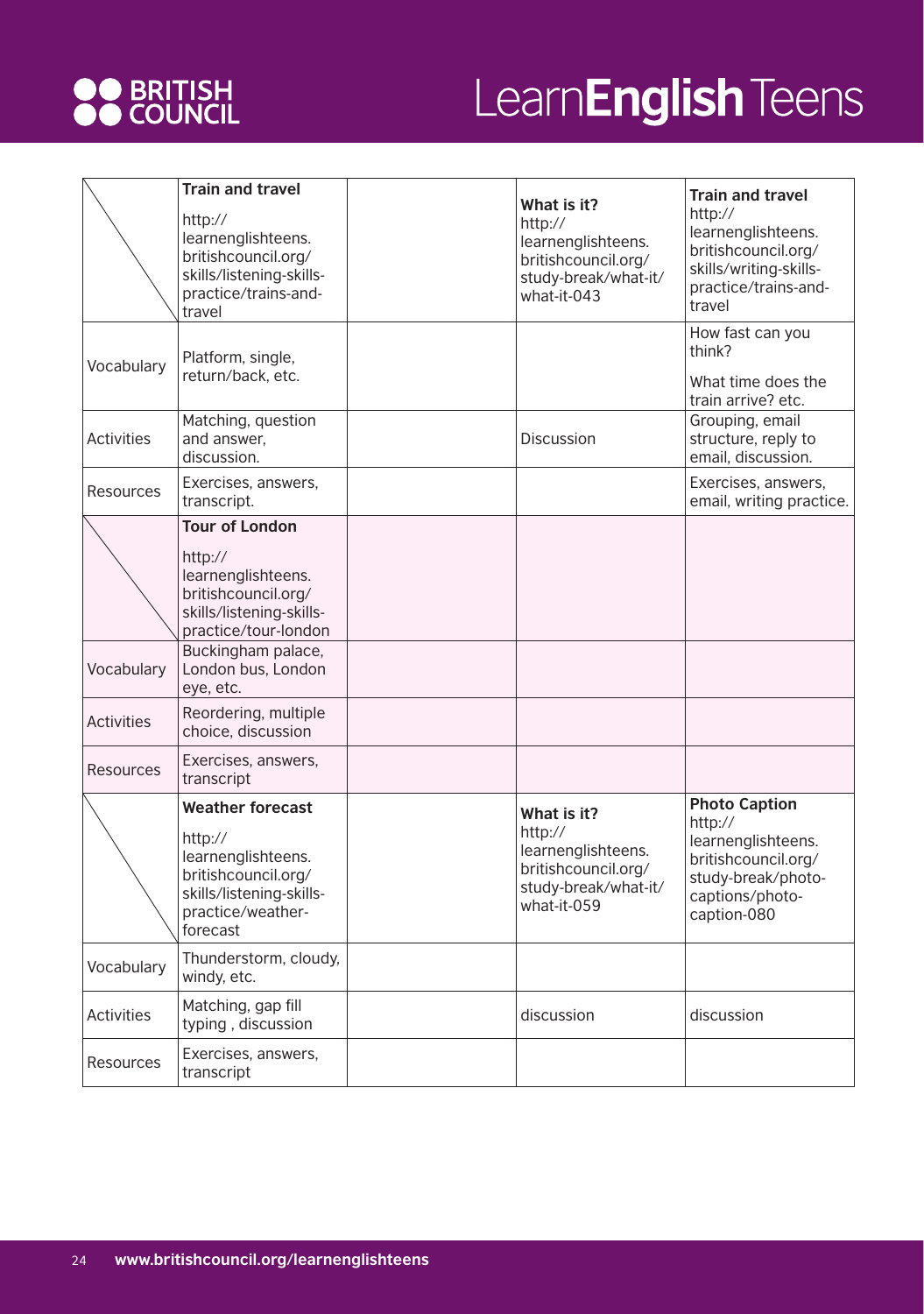| | | | | |
|---|---|---|---|---|
| | **Train and travel** http:// learnenglishteens. britishcouncil.org/ skills/listening-skills-practice/trains-and-travel | | **What is it?** http:// learnenglishteens. britishcouncil.org/ study-break/what-it/ what-it-043 | **Train and travel** http:// learnenglishteens. britishcouncil.org/ skills/writing-skills-practice/trains-and-travel |
| Vocabulary | Platform, single, return/back, etc. | | | How fast can you think? What time does the train arrive? etc. |
| Activities | Matching, question and answer, discussion. | | Discussion | Grouping, email structure, reply to email, discussion. |
| Resources | Exercises, answers, transcript. | | | Exercises, answers, email, writing practice. |
| | **Tour of London** http:// learnenglishteens. britishcouncil.org/ skills/listening-skills-practice/tour-london | | | |
| Vocabulary | Buckingham palace, London bus, London eye, etc. | | | |
| Activities | Reordering, multiple choice, discussion | | | |
| Resources | Exercises, answers, transcript | | | |
| | **Weather forecast** http:// learnenglishteens. britishcouncil.org/ skills/listening-skills-practice/weather-forecast | | **What is it?** http:// learnenglishteens. britishcouncil.org/ study-break/what-it/ what-it-059 | **Photo Caption** http:// learnenglishteens. britishcouncil.org/ study-break/photo-captions/photo-caption-080 |
| Vocabulary | Thunderstorm, cloudy, windy, etc. | | | |
| Activities | Matching, gap fill typing , discussion | | discussion | discussion |
| Resources | Exercises, answers, transcript | | | |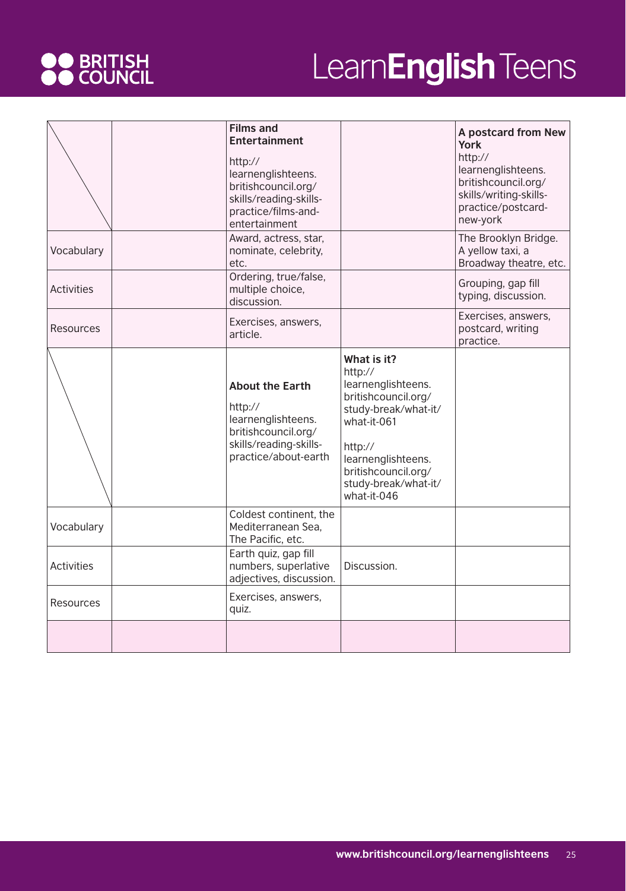| | | **Films and Entertainment** http://learnenglishteens.britishcouncil.org/skills/reading-skills-practice/films-and-entertainment | | **A postcard from New York** http://learnenglishteens.britishcouncil.org/skills/writing-skills-practice/postcard-new-york |
|---|---|---|---|---|
| Vocabulary | | Award, actress, star, nominate, celebrity, etc. | | The Brooklyn Bridge. A yellow taxi, a Broadway theatre, etc. |
| Activities | | Ordering, true/false, multiple choice, discussion. | | Grouping, gap fill typing, discussion. |
| Resources | | Exercises, answers, article. | | Exercises, answers, postcard, writing practice. |
| | | **About the Earth** http://learnenglishteens.britishcouncil.org/skills/reading-skills-practice/about-earth | **What is it?** http://learnenglishteens.britishcouncil.org/study-break/what-it/what-it-061 http://learnenglishteens.britishcouncil.org/study-break/what-it/what-it-046 | |
| Vocabulary | | Coldest continent, the Mediterranean Sea, The Pacific, etc. | | |
| Activities | | Earth quiz, gap fill numbers, superlative adjectives, discussion. | Discussion. | |
| Resources | | Exercises, answers, quiz. | | |
| | | | | |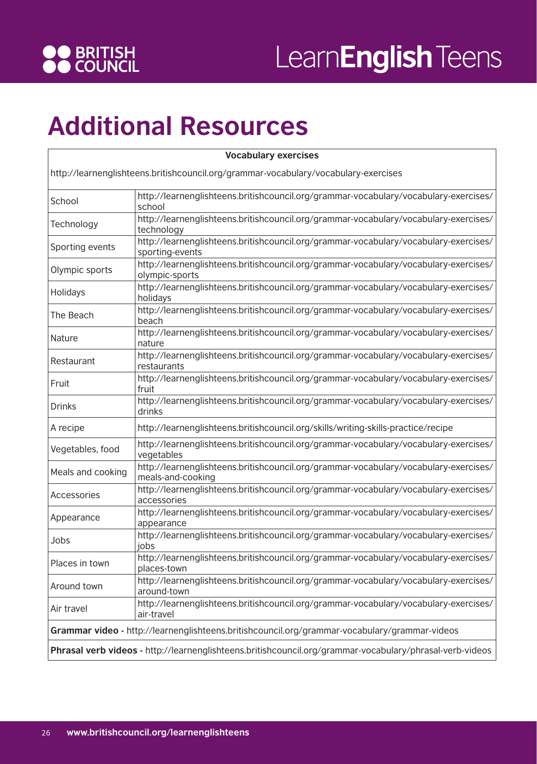# Additional Resources

| Vocabulary exercises | |
|---|---|
| http://learnenglishteens.britishcouncil.org/grammar-vocabulary/vocabulary-exercises | |
| School | http://learnenglishteens.britishcouncil.org/grammar-vocabulary/vocabulary-exercises/school |
| Technology | http://learnenglishteens.britishcouncil.org/grammar-vocabulary/vocabulary-exercises/technology |
| Sporting events | http://learnenglishteens.britishcouncil.org/grammar-vocabulary/vocabulary-exercises/sporting-events |
| Olympic sports | http://learnenglishteens.britishcouncil.org/grammar-vocabulary/vocabulary-exercises/olympic-sports |
| Holidays | http://learnenglishteens.britishcouncil.org/grammar-vocabulary/vocabulary-exercises/holidays |
| The Beach | http://learnenglishteens.britishcouncil.org/grammar-vocabulary/vocabulary-exercises/beach |
| Nature | http://learnenglishteens.britishcouncil.org/grammar-vocabulary/vocabulary-exercises/nature |
| Restaurant | http://learnenglishteens.britishcouncil.org/grammar-vocabulary/vocabulary-exercises/restaurants |
| Fruit | http://learnenglishteens.britishcouncil.org/grammar-vocabulary/vocabulary-exercises/fruit |
| Drinks | http://learnenglishteens.britishcouncil.org/grammar-vocabulary/vocabulary-exercises/drinks |
| A recipe | http://learnenglishteens.britishcouncil.org/skills/writing-skills-practice/recipe |
| Vegetables, food | http://learnenglishteens.britishcouncil.org/grammar-vocabulary/vocabulary-exercises/vegetables |
| Meals and cooking | http://learnenglishteens.britishcouncil.org/grammar-vocabulary/vocabulary-exercises/meals-and-cooking |
| Accessories | http://learnenglishteens.britishcouncil.org/grammar-vocabulary/vocabulary-exercises/accessories |
| Appearance | http://learnenglishteens.britishcouncil.org/grammar-vocabulary/vocabulary-exercises/appearance |
| Jobs | http://learnenglishteens.britishcouncil.org/grammar-vocabulary/vocabulary-exercises/jobs |
| Places in town | http://learnenglishteens.britishcouncil.org/grammar-vocabulary/vocabulary-exercises/places-town |
| Around town | http://learnenglishteens.britishcouncil.org/grammar-vocabulary/vocabulary-exercises/around-town |
| Air travel | http://learnenglishteens.britishcouncil.org/grammar-vocabulary/vocabulary-exercises/air-travel |
| **Grammar video -** http://learnenglishteens.britishcouncil.org/grammar-vocabulary/grammar-videos | |
| **Phrasal verb videos -** http://learnenglishteens.britishcouncil.org/grammar-vocabulary/phrasal-verb-videos | |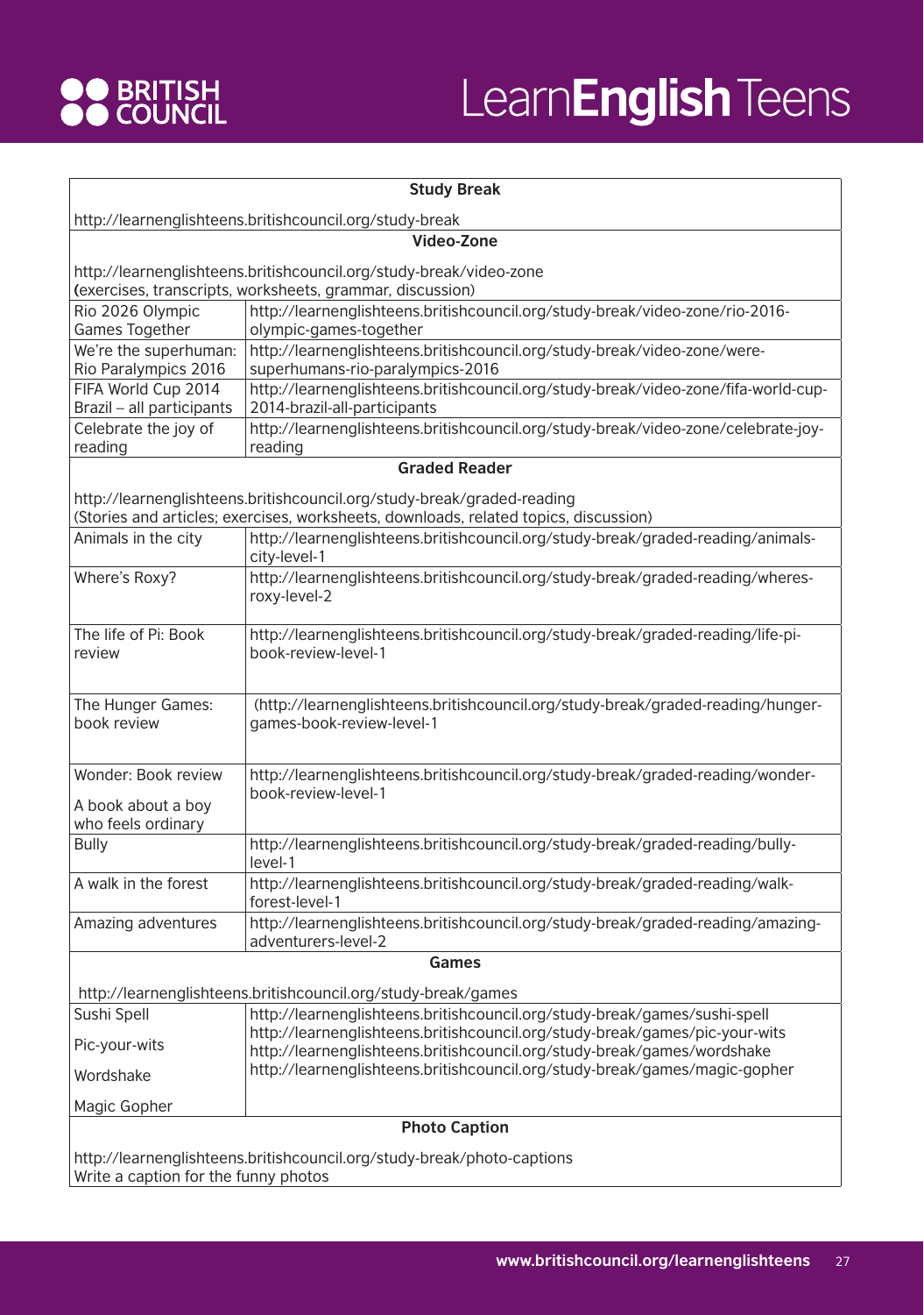| **Study Break** | |
|---|---|
| http://learnenglishteens.britishcouncil.org/study-break | |
| **Video-Zone** | |
| http://learnenglishteens.britishcouncil.org/study-break/video-zone (exercises, transcripts, worksheets, grammar, discussion) | |
| Rio 2026 Olympic Games Together | http://learnenglishteens.britishcouncil.org/study-break/video-zone/rio-2016-olympic-games-together |
| We're the superhuman: Rio Paralympics 2016 | http://learnenglishteens.britishcouncil.org/study-break/video-zone/were-superhumans-rio-paralympics-2016 |
| FIFA World Cup 2014 Brazil – all participants | http://learnenglishteens.britishcouncil.org/study-break/video-zone/fifa-world-cup-2014-brazil-all-participants |
| Celebrate the joy of reading | http://learnenglishteens.britishcouncil.org/study-break/video-zone/celebrate-joy-reading |
| **Graded Reader** | |
| http://learnenglishteens.britishcouncil.org/study-break/graded-reading (Stories and articles; exercises, worksheets, downloads, related topics, discussion) | |
| Animals in the city | http://learnenglishteens.britishcouncil.org/study-break/graded-reading/animals-city-level-1 |
| Where's Roxy? | http://learnenglishteens.britishcouncil.org/study-break/graded-reading/wheres-roxy-level-2 |
| The life of Pi: Book review | http://learnenglishteens.britishcouncil.org/study-break/graded-reading/life-pi-book-review-level-1 |
| The Hunger Games: book review | (http://learnenglishteens.britishcouncil.org/study-break/graded-reading/hunger-games-book-review-level-1 |
| Wonder: Book review<br>A book about a boy who feels ordinary | http://learnenglishteens.britishcouncil.org/study-break/graded-reading/wonder-book-review-level-1 |
| Bully | http://learnenglishteens.britishcouncil.org/study-break/graded-reading/bully-level-1 |
| A walk in the forest | http://learnenglishteens.britishcouncil.org/study-break/graded-reading/walk-forest-level-1 |
| Amazing adventures | http://learnenglishteens.britishcouncil.org/study-break/graded-reading/amazing-adventurers-level-2 |
| **Games** | |
| http://learnenglishteens.britishcouncil.org/study-break/games | |
| Sushi Spell<br>Pic-your-wits<br>Wordshake<br>Magic Gopher | http://learnenglishteens.britishcouncil.org/study-break/games/sushi-spell<br>http://learnenglishteens.britishcouncil.org/study-break/games/pic-your-wits<br>http://learnenglishteens.britishcouncil.org/study-break/games/wordshake<br>http://learnenglishteens.britishcouncil.org/study-break/games/magic-gopher |
| **Photo Caption** | |
| http://learnenglishteens.britishcouncil.org/study-break/photo-captions<br>Write a caption for the funny photos | |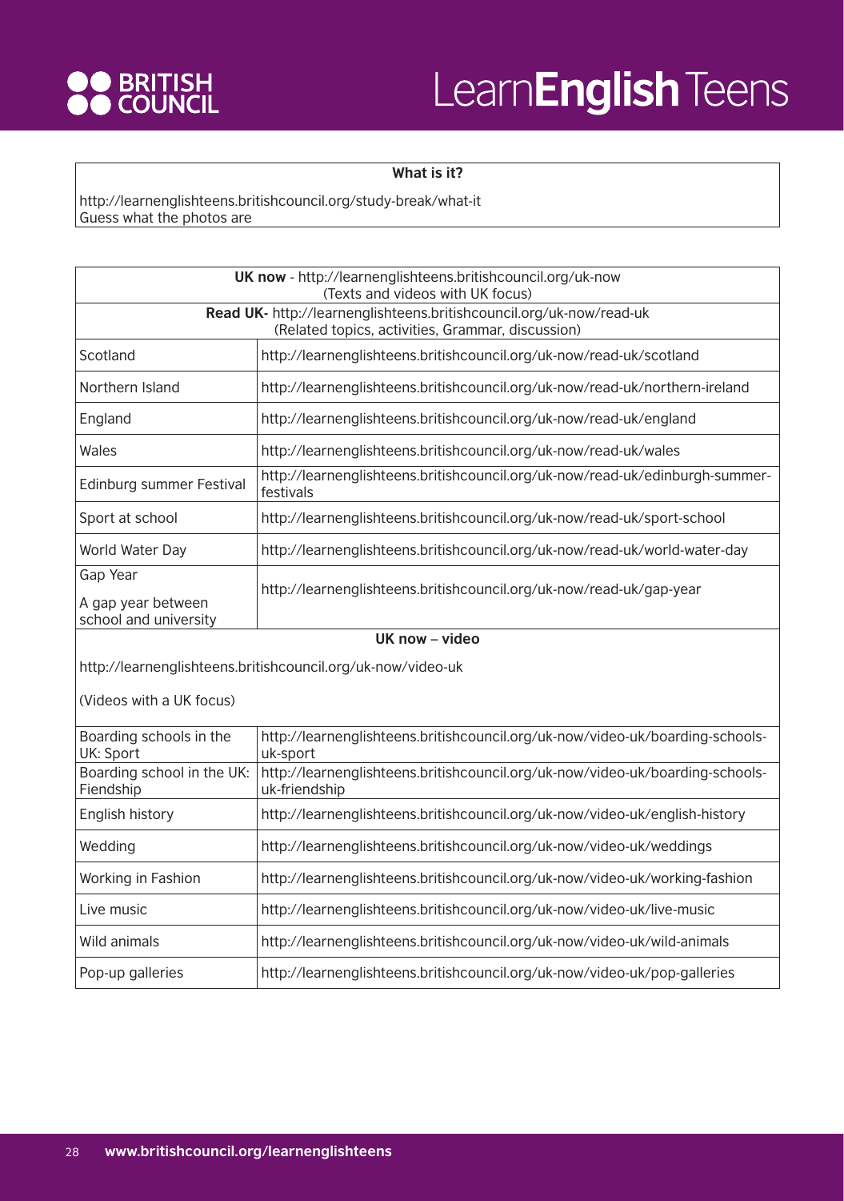| What is it? |
| --- |
| http://learnenglishteens.britishcouncil.org/study-break/what-it<br>Guess what the photos are |

| **UK now** - http://learnenglishteens.britishcouncil.org/uk-now<br>(Texts and videos with UK focus) | |
| --- | --- |
| **Read UK-** http://learnenglishteens.britishcouncil.org/uk-now/read-uk<br>(Related topics, activities, Grammar, discussion) | |
| Scotland | http://learnenglishteens.britishcouncil.org/uk-now/read-uk/scotland |
| Northern Island | http://learnenglishteens.britishcouncil.org/uk-now/read-uk/northern-ireland |
| England | http://learnenglishteens.britishcouncil.org/uk-now/read-uk/england |
| Wales | http://learnenglishteens.britishcouncil.org/uk-now/read-uk/wales |
| Edinburg summer Festival | http://learnenglishteens.britishcouncil.org/uk-now/read-uk/edinburgh-summer-festivals |
| Sport at school | http://learnenglishteens.britishcouncil.org/uk-now/read-uk/sport-school |
| World Water Day | http://learnenglishteens.britishcouncil.org/uk-now/read-uk/world-water-day |
| Gap Year<br>A gap year between school and university | http://learnenglishteens.britishcouncil.org/uk-now/read-uk/gap-year |
| **UK now – video**<br>http://learnenglishteens.britishcouncil.org/uk-now/video-uk<br>(Videos with a UK focus) | |
| Boarding schools in the UK: Sport | http://learnenglishteens.britishcouncil.org/uk-now/video-uk/boarding-schools-uk-sport |
| Boarding school in the UK: Fiendship | http://learnenglishteens.britishcouncil.org/uk-now/video-uk/boarding-schools-uk-friendship |
| English history | http://learnenglishteens.britishcouncil.org/uk-now/video-uk/english-history |
| Wedding | http://learnenglishteens.britishcouncil.org/uk-now/video-uk/weddings |
| Working in Fashion | http://learnenglishteens.britishcouncil.org/uk-now/video-uk/working-fashion |
| Live music | http://learnenglishteens.britishcouncil.org/uk-now/video-uk/live-music |
| Wild animals | http://learnenglishteens.britishcouncil.org/uk-now/video-uk/wild-animals |
| Pop-up galleries | http://learnenglishteens.britishcouncil.org/uk-now/video-uk/pop-galleries |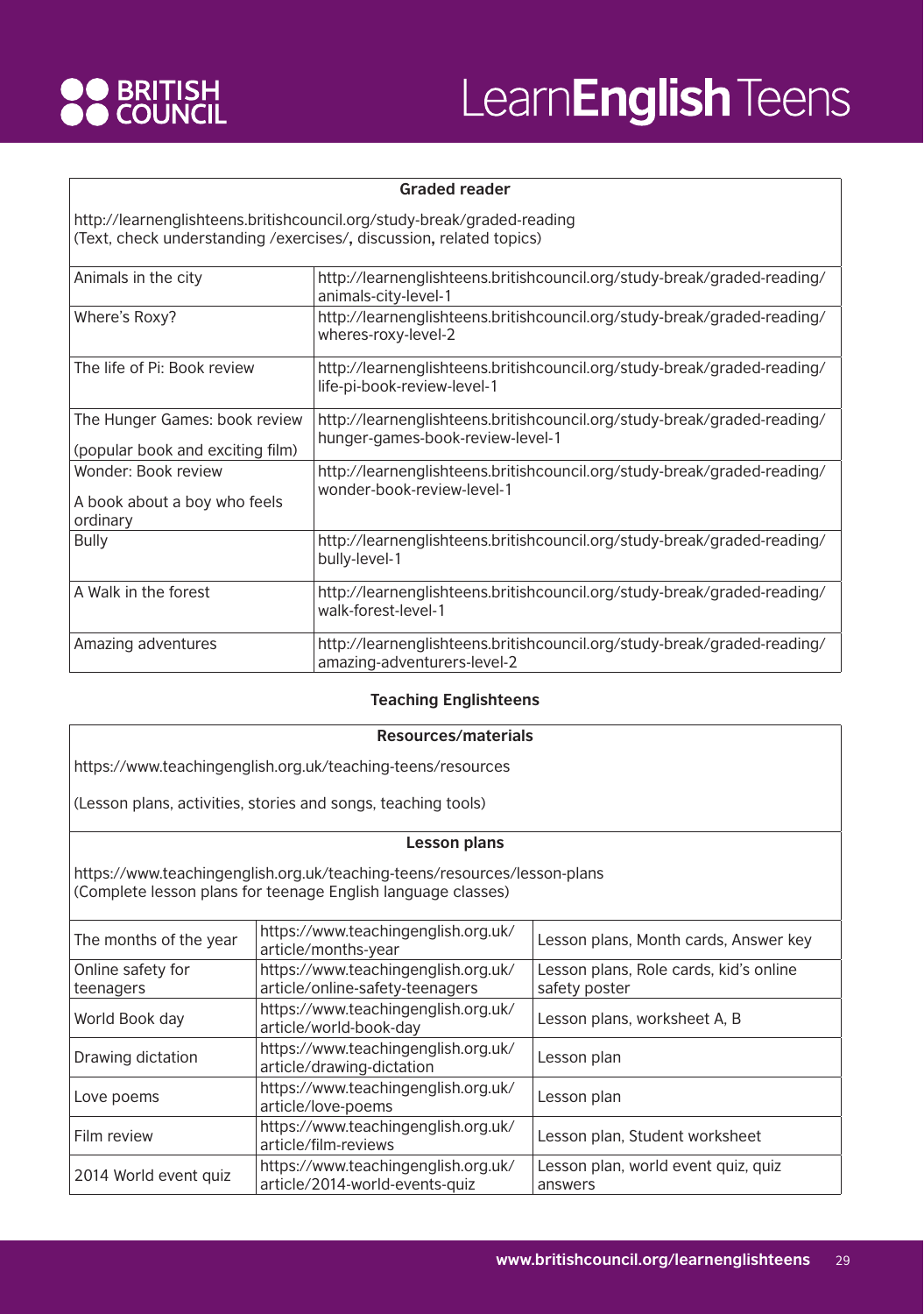**Graded reader**

http://learnenglishteens.britishcouncil.org/study-break/graded-reading
(Text, check understanding /exercises/**,** discussion**,** related topics)

| | |
|---|---|
| Animals in the city | http://learnenglishteens.britishcouncil.org/study-break/graded-reading/animals-city-level-1 |
| Where's Roxy? | http://learnenglishteens.britishcouncil.org/study-break/graded-reading/wheres-roxy-level-2 |
| The life of Pi: Book review | http://learnenglishteens.britishcouncil.org/study-break/graded-reading/life-pi-book-review-level-1 |
| The Hunger Games: book review (popular book and exciting film) | http://learnenglishteens.britishcouncil.org/study-break/graded-reading/hunger-games-book-review-level-1 |
| Wonder: Book review A book about a boy who feels ordinary | http://learnenglishteens.britishcouncil.org/study-break/graded-reading/wonder-book-review-level-1 |
| Bully | http://learnenglishteens.britishcouncil.org/study-break/graded-reading/bully-level-1 |
| A Walk in the forest | http://learnenglishteens.britishcouncil.org/study-break/graded-reading/walk-forest-level-1 |
| Amazing adventures | http://learnenglishteens.britishcouncil.org/study-break/graded-reading/amazing-adventurers-level-2 |

**Teaching Englishteens**

**Resources/materials**

https://www.teachingenglish.org.uk/teaching-teens/resources

(Lesson plans, activities, stories and songs, teaching tools)

**Lesson plans**

https://www.teachingenglish.org.uk/teaching-teens/resources/lesson-plans
(Complete lesson plans for teenage English language classes)

| | | |
|---|---|---|
| The months of the year | https://www.teachingenglish.org.uk/article/months-year | Lesson plans, Month cards, Answer key |
| Online safety for teenagers | https://www.teachingenglish.org.uk/article/online-safety-teenagers | Lesson plans, Role cards, kid's online safety poster |
| World Book day | https://www.teachingenglish.org.uk/article/world-book-day | Lesson plans, worksheet A, B |
| Drawing dictation | https://www.teachingenglish.org.uk/article/drawing-dictation | Lesson plan |
| Love poems | https://www.teachingenglish.org.uk/article/love-poems | Lesson plan |
| Film review | https://www.teachingenglish.org.uk/article/film-reviews | Lesson plan, Student worksheet |
| 2014 World event quiz | https://www.teachingenglish.org.uk/article/2014-world-events-quiz | Lesson plan, world event quiz, quiz answers |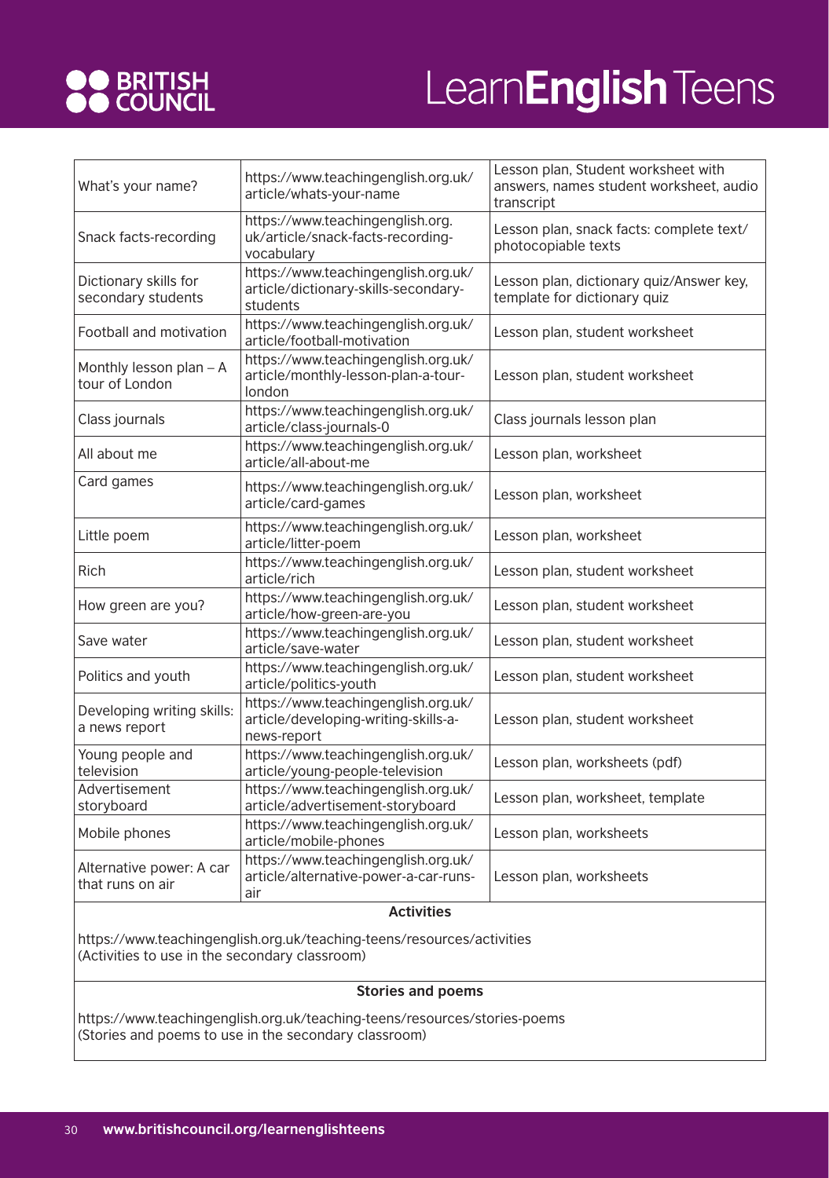| What's your name? | https://www.teachingenglish.org.uk/article/whats-your-name | Lesson plan, Student worksheet with answers, names student worksheet, audio transcript |
|---|---|---|
| Snack facts-recording | https://www.teachingenglish.org.uk/article/snack-facts-recording-vocabulary | Lesson plan, snack facts: complete text/photocopiable texts |
| Dictionary skills for secondary students | https://www.teachingenglish.org.uk/article/dictionary-skills-secondary-students | Lesson plan, dictionary quiz/Answer key, template for dictionary quiz |
| Football and motivation | https://www.teachingenglish.org.uk/article/football-motivation | Lesson plan, student worksheet |
| Monthly lesson plan – A tour of London | https://www.teachingenglish.org.uk/article/monthly-lesson-plan-a-tour-london | Lesson plan, student worksheet |
| Class journals | https://www.teachingenglish.org.uk/article/class-journals-0 | Class journals lesson plan |
| All about me | https://www.teachingenglish.org.uk/article/all-about-me | Lesson plan, worksheet |
| Card games | https://www.teachingenglish.org.uk/article/card-games | Lesson plan, worksheet |
| Little poem | https://www.teachingenglish.org.uk/article/litter-poem | Lesson plan, worksheet |
| Rich | https://www.teachingenglish.org.uk/article/rich | Lesson plan, student worksheet |
| How green are you? | https://www.teachingenglish.org.uk/article/how-green-are-you | Lesson plan, student worksheet |
| Save water | https://www.teachingenglish.org.uk/article/save-water | Lesson plan, student worksheet |
| Politics and youth | https://www.teachingenglish.org.uk/article/politics-youth | Lesson plan, student worksheet |
| Developing writing skills: a news report | https://www.teachingenglish.org.uk/article/developing-writing-skills-a-news-report | Lesson plan, student worksheet |
| Young people and television | https://www.teachingenglish.org.uk/article/young-people-television | Lesson plan, worksheets (pdf) |
| Advertisement storyboard | https://www.teachingenglish.org.uk/article/advertisement-storyboard | Lesson plan, worksheet, template |
| Mobile phones | https://www.teachingenglish.org.uk/article/mobile-phones | Lesson plan, worksheets |
| Alternative power: A car that runs on air | https://www.teachingenglish.org.uk/article/alternative-power-a-car-runs-air | Lesson plan, worksheets |

**Activities**

https://www.teachingenglish.org.uk/teaching-teens/resources/activities
(Activities to use in the secondary classroom)

**Stories and poems**

https://www.teachingenglish.org.uk/teaching-teens/resources/stories-poems
(Stories and poems to use in the secondary classroom)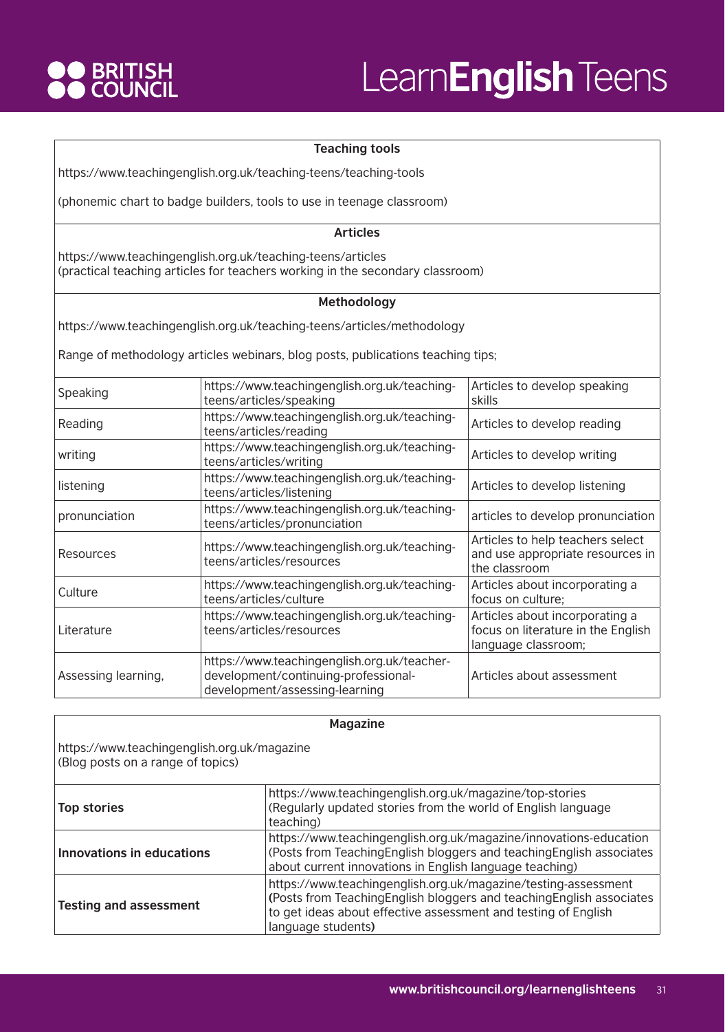| **Teaching tools** | | |
|---|---|---|
| https://www.teachingenglish.org.uk/teaching-teens/teaching-tools<br><br>(phonemic chart to badge builders, tools to use in teenage classroom) | | |
| **Articles** | | |
| https://www.teachingenglish.org.uk/teaching-teens/articles<br>(practical teaching articles for teachers working in the secondary classroom) | | |
| **Methodology** | | |
| https://www.teachingenglish.org.uk/teaching-teens/articles/methodology<br><br>Range of methodology articles webinars, blog posts, publications teaching tips; | | |
| Speaking | https://www.teachingenglish.org.uk/teaching-teens/articles/speaking | Articles to develop speaking skills |
| Reading | https://www.teachingenglish.org.uk/teaching-teens/articles/reading | Articles to develop reading |
| writing | https://www.teachingenglish.org.uk/teaching-teens/articles/writing | Articles to develop writing |
| listening | https://www.teachingenglish.org.uk/teaching-teens/articles/listening | Articles to develop listening |
| pronunciation | https://www.teachingenglish.org.uk/teaching-teens/articles/pronunciation | articles to develop pronunciation |
| Resources | https://www.teachingenglish.org.uk/teaching-teens/articles/resources | Articles to help teachers select and use appropriate resources in the classroom |
| Culture | https://www.teachingenglish.org.uk/teaching-teens/articles/culture | Articles about incorporating a focus on culture; |
| Literature | https://www.teachingenglish.org.uk/teaching-teens/articles/resources | Articles about incorporating a focus on literature in the English language classroom; |
| Assessing learning, | https://www.teachingenglish.org.uk/teacher-development/continuing-professional-development/assessing-learning | Articles about assessment |

| **Magazine** | |
|---|---|
| https://www.teachingenglish.org.uk/magazine<br>(Blog posts on a range of topics) | |
| **Top stories** | https://www.teachingenglish.org.uk/magazine/top-stories<br>(Regularly updated stories from the world of English language teaching) |
| **Innovations in educations** | https://www.teachingenglish.org.uk/magazine/innovations-education<br>(Posts from TeachingEnglish bloggers and teachingEnglish associates about current innovations in English language teaching) |
| **Testing and assessment** | https://www.teachingenglish.org.uk/magazine/testing-assessment<br>**(**Posts from TeachingEnglish bloggers and teachingEnglish associates to get ideas about effective assessment and testing of English language students**)** |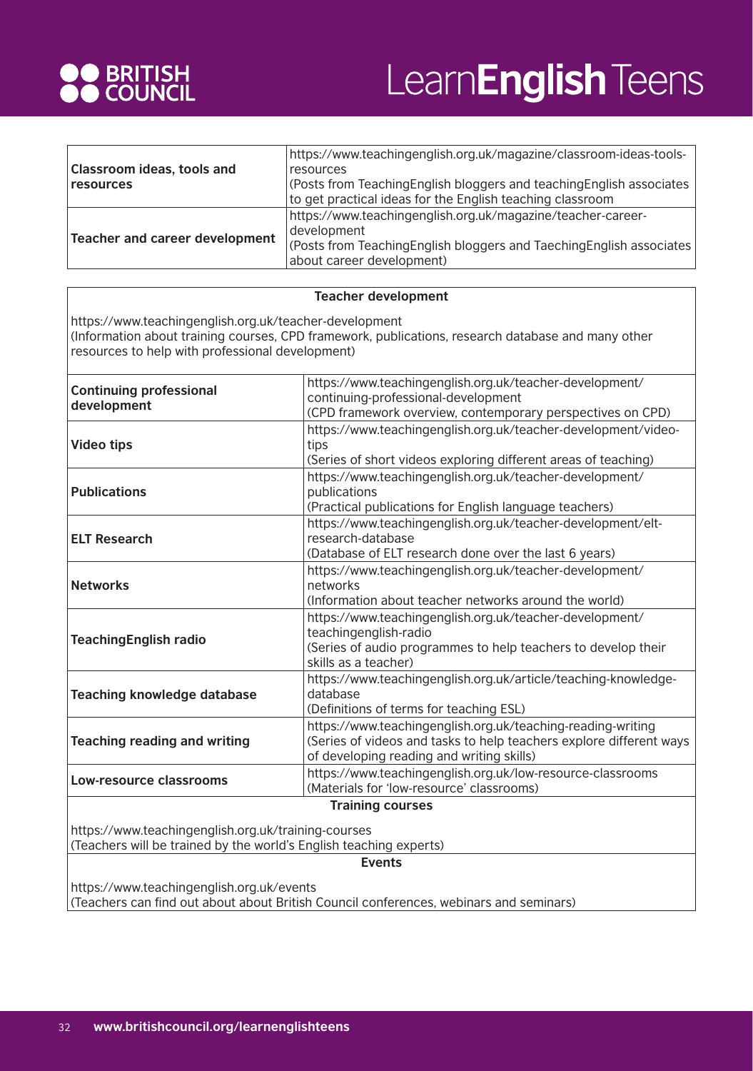| | |
|---|---|
| **Classroom ideas, tools and resources** | https://www.teachingenglish.org.uk/magazine/classroom-ideas-tools-resources (Posts from TeachingEnglish bloggers and teachingEnglish associates to get practical ideas for the English teaching classroom |
| **Teacher and career development** | https://www.teachingenglish.org.uk/magazine/teacher-career-development (Posts from TeachingEnglish bloggers and TaechingEnglish associates about career development) |

**Teacher development**

https://www.teachingenglish.org.uk/teacher-development
(Information about training courses, CPD framework, publications, research database and many other resources to help with professional development)

| | |
|---|---|
| **Continuing professional development** | https://www.teachingenglish.org.uk/teacher-development/continuing-professional-development (CPD framework overview, contemporary perspectives on CPD) |
| **Video tips** | https://www.teachingenglish.org.uk/teacher-development/video-tips (Series of short videos exploring different areas of teaching) |
| **Publications** | https://www.teachingenglish.org.uk/teacher-development/publications (Practical publications for English language teachers) |
| **ELT Research** | https://www.teachingenglish.org.uk/teacher-development/elt-research-database (Database of ELT research done over the last 6 years) |
| **Networks** | https://www.teachingenglish.org.uk/teacher-development/networks (Information about teacher networks around the world) |
| **TeachingEnglish radio** | https://www.teachingenglish.org.uk/teacher-development/teachingenglish-radio (Series of audio programmes to help teachers to develop their skills as a teacher) |
| **Teaching knowledge database** | https://www.teachingenglish.org.uk/article/teaching-knowledge-database (Definitions of terms for teaching ESL) |
| **Teaching reading and writing** | https://www.teachingenglish.org.uk/teaching-reading-writing (Series of videos and tasks to help teachers explore different ways of developing reading and writing skills) |
| **Low-resource classrooms** | https://www.teachingenglish.org.uk/low-resource-classrooms (Materials for 'low-resource' classrooms) |

**Training courses**

https://www.teachingenglish.org.uk/training-courses
(Teachers will be trained by the world's English teaching experts)

**Events**

https://www.teachingenglish.org.uk/events
(Teachers can find out about about British Council conferences, webinars and seminars)